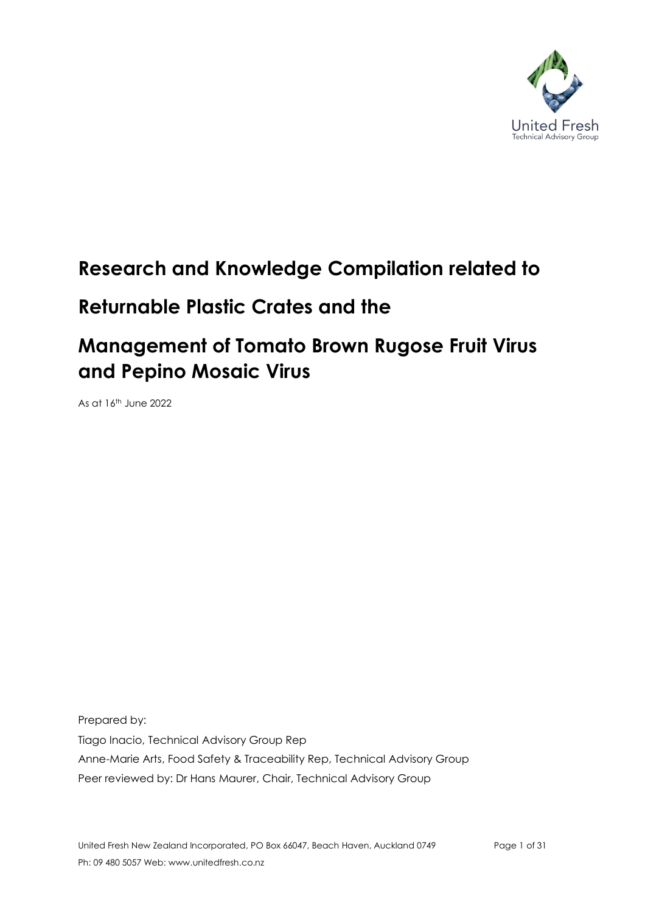United Fresh
Technical Advisory Group

# Research and Knowledge Compilation related to Returnable Plastic Crates and the Management of Tomato Brown Rugose Fruit Virus and Pepino Mosaic Virus

As at 16th June 2022

Prepared by:

Tiago Inacio, Technical Advisory Group Rep

Anne-Marie Arts, Food Safety & Traceability Rep, Technical Advisory Group

Peer reviewed by: Dr Hans Maurer, Chair, Technical Advisory Group

United Fresh New Zealand Incorporated, PO Box 66047, Beach Haven, Auckland 0749

Ph: 09 480 5057 Web: www.unitedfresh.co.nz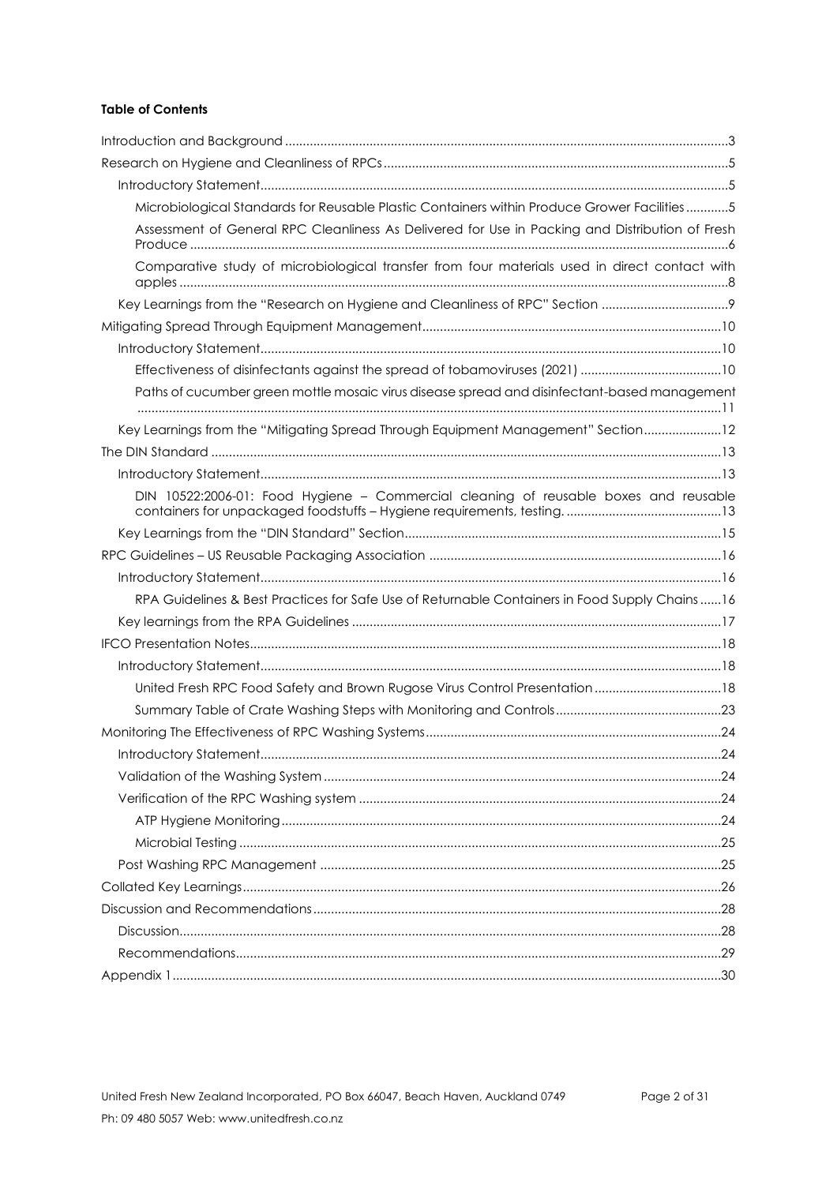**Table of Contents**

- Introduction and Background ....................................................................................................3
- Research on Hygiene and Cleanliness of RPCs ............................................................................5
  - Introductory Statement ..........................................................................................................5
    - Microbiological Standards for Reusable Plastic Containers within Produce Grower Facilities ............5
    - Assessment of General RPC Cleanliness As Delivered for Use in Packing and Distribution of Fresh Produce ........................................................................................................................6
    - Comparative study of microbiological transfer from four materials used in direct contact with apples ..........................................................................................................................8
  - Key Learnings from the "Research on Hygiene and Cleanliness of RPC" Section ............................9
- Mitigating Spread Through Equipment Management ..................................................................10
  - Introductory Statement ........................................................................................................10
    - Effectiveness of disinfectants against the spread of tobamoviruses (2021) ..............................10
    - Paths of cucumber green mottle mosaic virus disease spread and disinfectant-based management ......................................................................................................................11
  - Key Learnings from the "Mitigating Spread Through Equipment Management" Section ......................12
- The DIN Standard ......................................................................................................................13
  - Introductory Statement ........................................................................................................13
    - DIN 10522:2006-01: Food Hygiene – Commercial cleaning of reusable boxes and reusable containers for unpackaged foodstuffs – Hygiene requirements, testing. ..........................................13
  - Key Learnings from the "DIN Standard" Section ......................................................................15
- RPC Guidelines – US Reusable Packaging Association ................................................................16
  - Introductory Statement ........................................................................................................16
    - RPA Guidelines & Best Practices for Safe Use of Returnable Containers in Food Supply Chains ......16
  - Key learnings from the RPA Guidelines ..................................................................................17
- IFCO Presentation Notes ............................................................................................................18
  - Introductory Statement ........................................................................................................18
    - United Fresh RPC Food Safety and Brown Rugose Virus Control Presentation ...........................18
    - Summary Table of Crate Washing Steps with Monitoring and Controls .......................................23
- Monitoring The Effectiveness of RPC Washing Systems ..............................................................24
  - Introductory Statement ........................................................................................................24
  - Validation of the Washing System ..........................................................................................24
  - Verification of the RPC Washing system .................................................................................24
    - ATP Hygiene Monitoring ....................................................................................................24
    - Microbial Testing ..............................................................................................................25
  - Post Washing RPC Management ............................................................................................25
- Collated Key Learnings ..............................................................................................................26
- Discussion and Recommendations ...............................................................................................28
  - Discussion ..........................................................................................................................28
  - Recommendations ...............................................................................................................29
- Appendix 1 ...............................................................................................................................30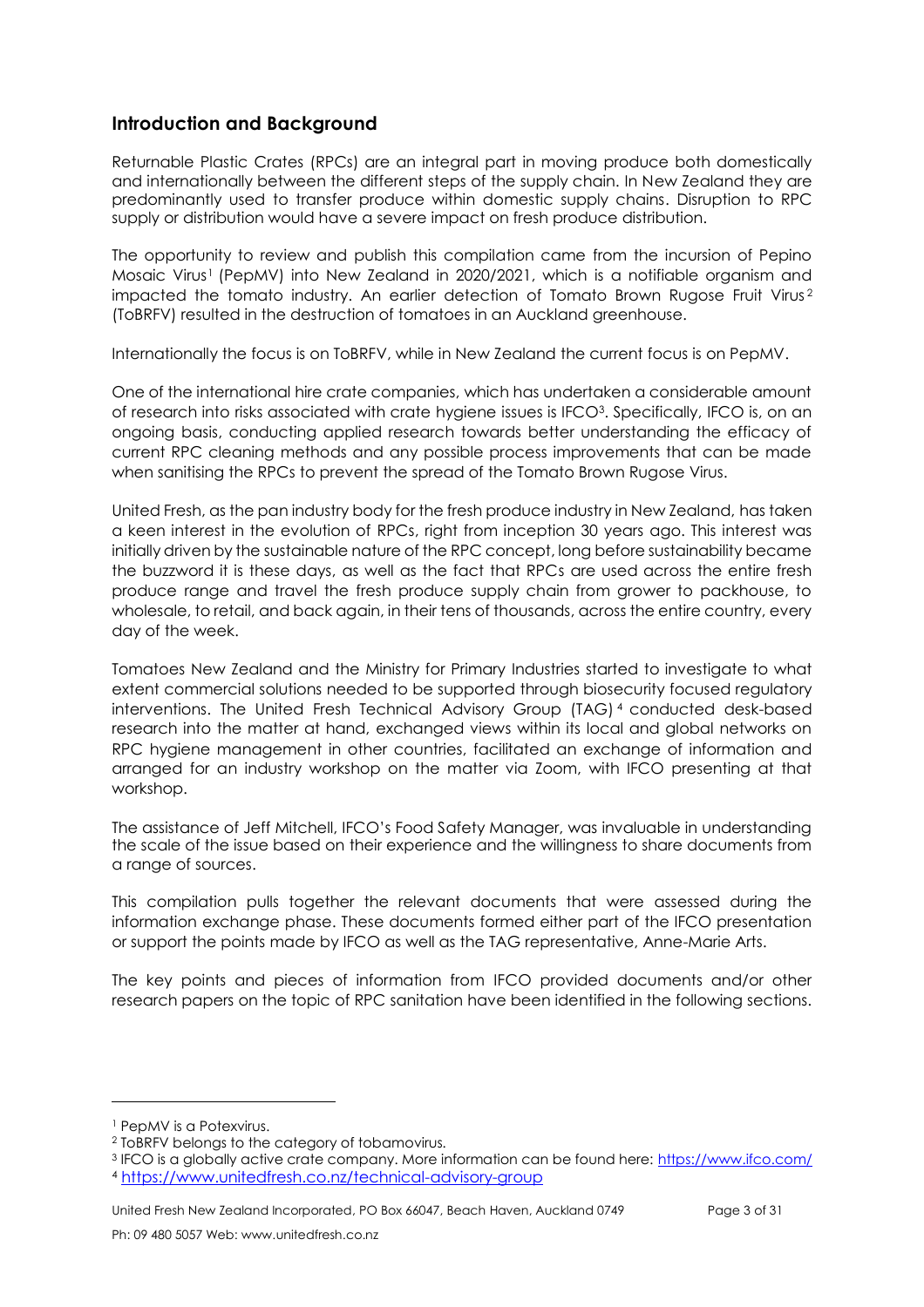## Introduction and Background

Returnable Plastic Crates (RPCs) are an integral part in moving produce both domestically and internationally between the different steps of the supply chain. In New Zealand they are predominantly used to transfer produce within domestic supply chains. Disruption to RPC supply or distribution would have a severe impact on fresh produce distribution.

The opportunity to review and publish this compilation came from the incursion of Pepino Mosaic Virus[1] (PepMV) into New Zealand in 2020/2021, which is a notifiable organism and impacted the tomato industry. An earlier detection of Tomato Brown Rugose Fruit Virus[2] (ToBRFV) resulted in the destruction of tomatoes in an Auckland greenhouse.

Internationally the focus is on ToBRFV, while in New Zealand the current focus is on PepMV.

One of the international hire crate companies, which has undertaken a considerable amount of research into risks associated with crate hygiene issues is IFCO[3]. Specifically, IFCO is, on an ongoing basis, conducting applied research towards better understanding the efficacy of current RPC cleaning methods and any possible process improvements that can be made when sanitising the RPCs to prevent the spread of the Tomato Brown Rugose Virus.

United Fresh, as the pan industry body for the fresh produce industry in New Zealand, has taken a keen interest in the evolution of RPCs, right from inception 30 years ago. This interest was initially driven by the sustainable nature of the RPC concept, long before sustainability became the buzzword it is these days, as well as the fact that RPCs are used across the entire fresh produce range and travel the fresh produce supply chain from grower to packhouse, to wholesale, to retail, and back again, in their tens of thousands, across the entire country, every day of the week.

Tomatoes New Zealand and the Ministry for Primary Industries started to investigate to what extent commercial solutions needed to be supported through biosecurity focused regulatory interventions. The United Fresh Technical Advisory Group (TAG)[4] conducted desk-based research into the matter at hand, exchanged views within its local and global networks on RPC hygiene management in other countries, facilitated an exchange of information and arranged for an industry workshop on the matter via Zoom, with IFCO presenting at that workshop.

The assistance of Jeff Mitchell, IFCO's Food Safety Manager, was invaluable in understanding the scale of the issue based on their experience and the willingness to share documents from a range of sources.

This compilation pulls together the relevant documents that were assessed during the information exchange phase. These documents formed either part of the IFCO presentation or support the points made by IFCO as well as the TAG representative, Anne-Marie Arts.

The key points and pieces of information from IFCO provided documents and/or other research papers on the topic of RPC sanitation have been identified in the following sections.

---

[1] PepMV is a Potexvirus.

[2] ToBRFV belongs to the category of tobamovirus.

[3] IFCO is a globally active crate company. More information can be found here: https://www.ifco.com/

[4] https://www.unitedfresh.co.nz/technical-advisory-group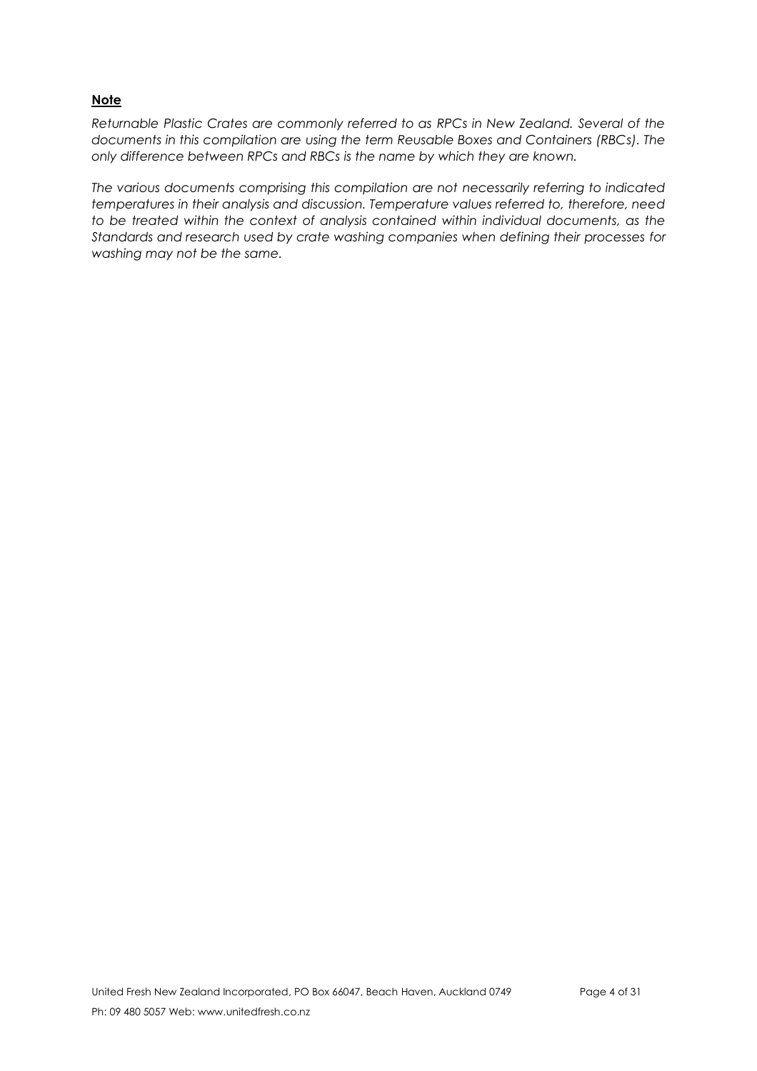## Note

*Returnable Plastic Crates are commonly referred to as RPCs in New Zealand. Several of the documents in this compilation are using the term Reusable Boxes and Containers (RBCs). The only difference between RPCs and RBCs is the name by which they are known.*

*The various documents comprising this compilation are not necessarily referring to indicated temperatures in their analysis and discussion. Temperature values referred to, therefore, need to be treated within the context of analysis contained within individual documents, as the Standards and research used by crate washing companies when defining their processes for washing may not be the same.*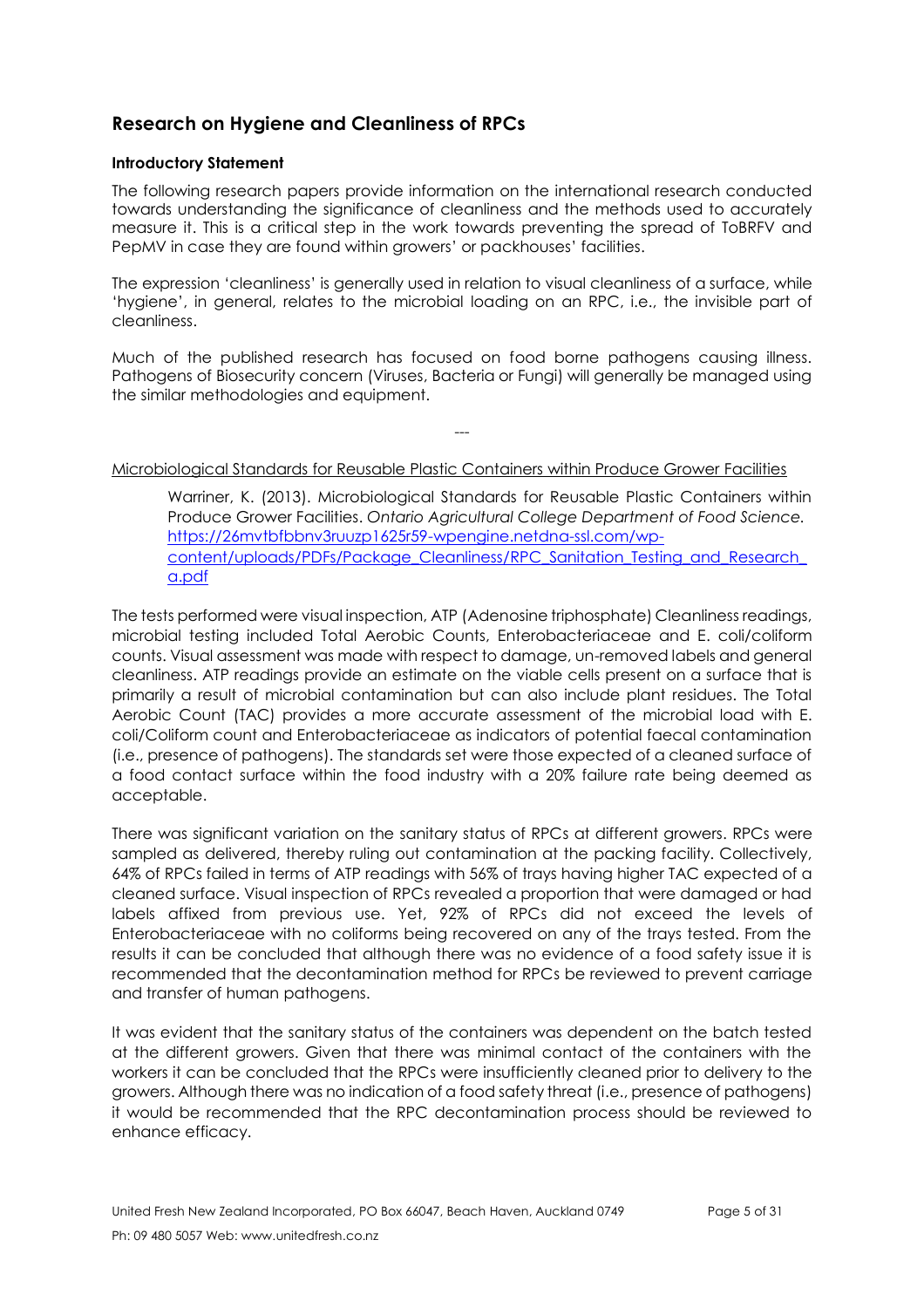## Research on Hygiene and Cleanliness of RPCs

**Introductory Statement**

The following research papers provide information on the international research conducted towards understanding the significance of cleanliness and the methods used to accurately measure it. This is a critical step in the work towards preventing the spread of ToBRFV and PepMV in case they are found within growers' or packhouses' facilities.

The expression 'cleanliness' is generally used in relation to visual cleanliness of a surface, while 'hygiene', in general, relates to the microbial loading on an RPC, i.e., the invisible part of cleanliness.

Much of the published research has focused on food borne pathogens causing illness. Pathogens of Biosecurity concern (Viruses, Bacteria or Fungi) will generally be managed using the similar methodologies and equipment.

---

Microbiological Standards for Reusable Plastic Containers within Produce Grower Facilities

> Warriner, K. (2013). Microbiological Standards for Reusable Plastic Containers within Produce Grower Facilities. *Ontario Agricultural College Department of Food Science.* https://26mvtbfbbnv3ruuzp1625r59-wpengine.netdna-ssl.com/wp-content/uploads/PDFs/Package_Cleanliness/RPC_Sanitation_Testing_and_Research_a.pdf

The tests performed were visual inspection, ATP (Adenosine triphosphate) Cleanliness readings, microbial testing included Total Aerobic Counts, Enterobacteriaceae and E. coli/coliform counts. Visual assessment was made with respect to damage, un-removed labels and general cleanliness. ATP readings provide an estimate on the viable cells present on a surface that is primarily a result of microbial contamination but can also include plant residues. The Total Aerobic Count (TAC) provides a more accurate assessment of the microbial load with E. coli/Coliform count and Enterobacteriaceae as indicators of potential faecal contamination (i.e., presence of pathogens). The standards set were those expected of a cleaned surface of a food contact surface within the food industry with a 20% failure rate being deemed as acceptable.

There was significant variation on the sanitary status of RPCs at different growers. RPCs were sampled as delivered, thereby ruling out contamination at the packing facility. Collectively, 64% of RPCs failed in terms of ATP readings with 56% of trays having higher TAC expected of a cleaned surface. Visual inspection of RPCs revealed a proportion that were damaged or had labels affixed from previous use. Yet, 92% of RPCs did not exceed the levels of Enterobacteriaceae with no coliforms being recovered on any of the trays tested. From the results it can be concluded that although there was no evidence of a food safety issue it is recommended that the decontamination method for RPCs be reviewed to prevent carriage and transfer of human pathogens.

It was evident that the sanitary status of the containers was dependent on the batch tested at the different growers. Given that there was minimal contact of the containers with the workers it can be concluded that the RPCs were insufficiently cleaned prior to delivery to the growers. Although there was no indication of a food safety threat (i.e., presence of pathogens) it would be recommended that the RPC decontamination process should be reviewed to enhance efficacy.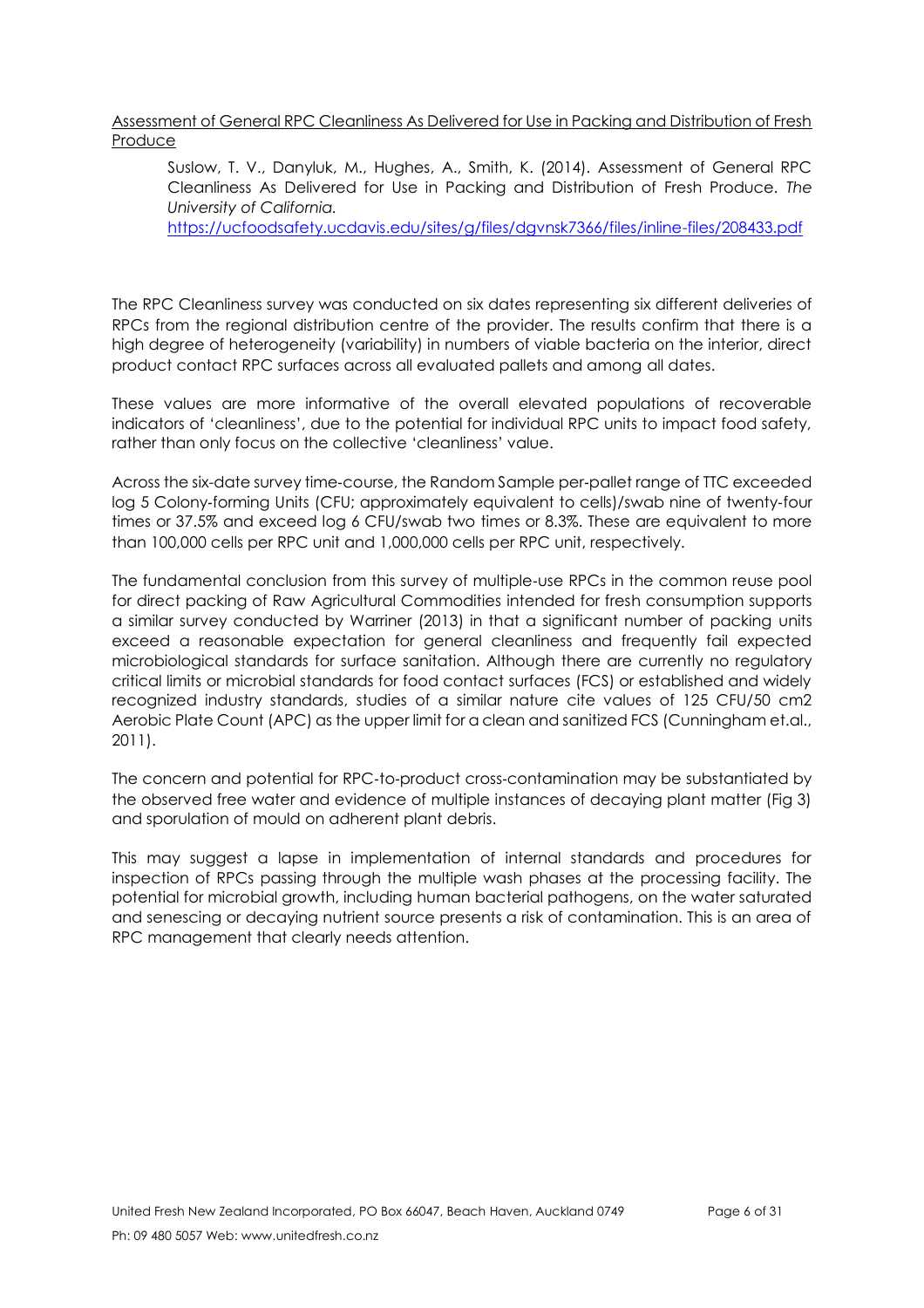Assessment of General RPC Cleanliness As Delivered for Use in Packing and Distribution of Fresh Produce

> Suslow, T. V., Danyluk, M., Hughes, A., Smith, K. (2014). Assessment of General RPC Cleanliness As Delivered for Use in Packing and Distribution of Fresh Produce. *The University of California.* https://ucfoodsafety.ucdavis.edu/sites/g/files/dgvnsk7366/files/inline-files/208433.pdf

The RPC Cleanliness survey was conducted on six dates representing six different deliveries of RPCs from the regional distribution centre of the provider. The results confirm that there is a high degree of heterogeneity (variability) in numbers of viable bacteria on the interior, direct product contact RPC surfaces across all evaluated pallets and among all dates.

These values are more informative of the overall elevated populations of recoverable indicators of 'cleanliness', due to the potential for individual RPC units to impact food safety, rather than only focus on the collective 'cleanliness' value.

Across the six-date survey time-course, the Random Sample per-pallet range of TTC exceeded log 5 Colony-forming Units (CFU; approximately equivalent to cells)/swab nine of twenty-four times or 37.5% and exceed log 6 CFU/swab two times or 8.3%. These are equivalent to more than 100,000 cells per RPC unit and 1,000,000 cells per RPC unit, respectively.

The fundamental conclusion from this survey of multiple-use RPCs in the common reuse pool for direct packing of Raw Agricultural Commodities intended for fresh consumption supports a similar survey conducted by Warriner (2013) in that a significant number of packing units exceed a reasonable expectation for general cleanliness and frequently fail expected microbiological standards for surface sanitation. Although there are currently no regulatory critical limits or microbial standards for food contact surfaces (FCS) or established and widely recognized industry standards, studies of a similar nature cite values of 125 CFU/50 cm2 Aerobic Plate Count (APC) as the upper limit for a clean and sanitized FCS (Cunningham et.al., 2011).

The concern and potential for RPC-to-product cross-contamination may be substantiated by the observed free water and evidence of multiple instances of decaying plant matter (Fig 3) and sporulation of mould on adherent plant debris.

This may suggest a lapse in implementation of internal standards and procedures for inspection of RPCs passing through the multiple wash phases at the processing facility. The potential for microbial growth, including human bacterial pathogens, on the water saturated and senescing or decaying nutrient source presents a risk of contamination. This is an area of RPC management that clearly needs attention.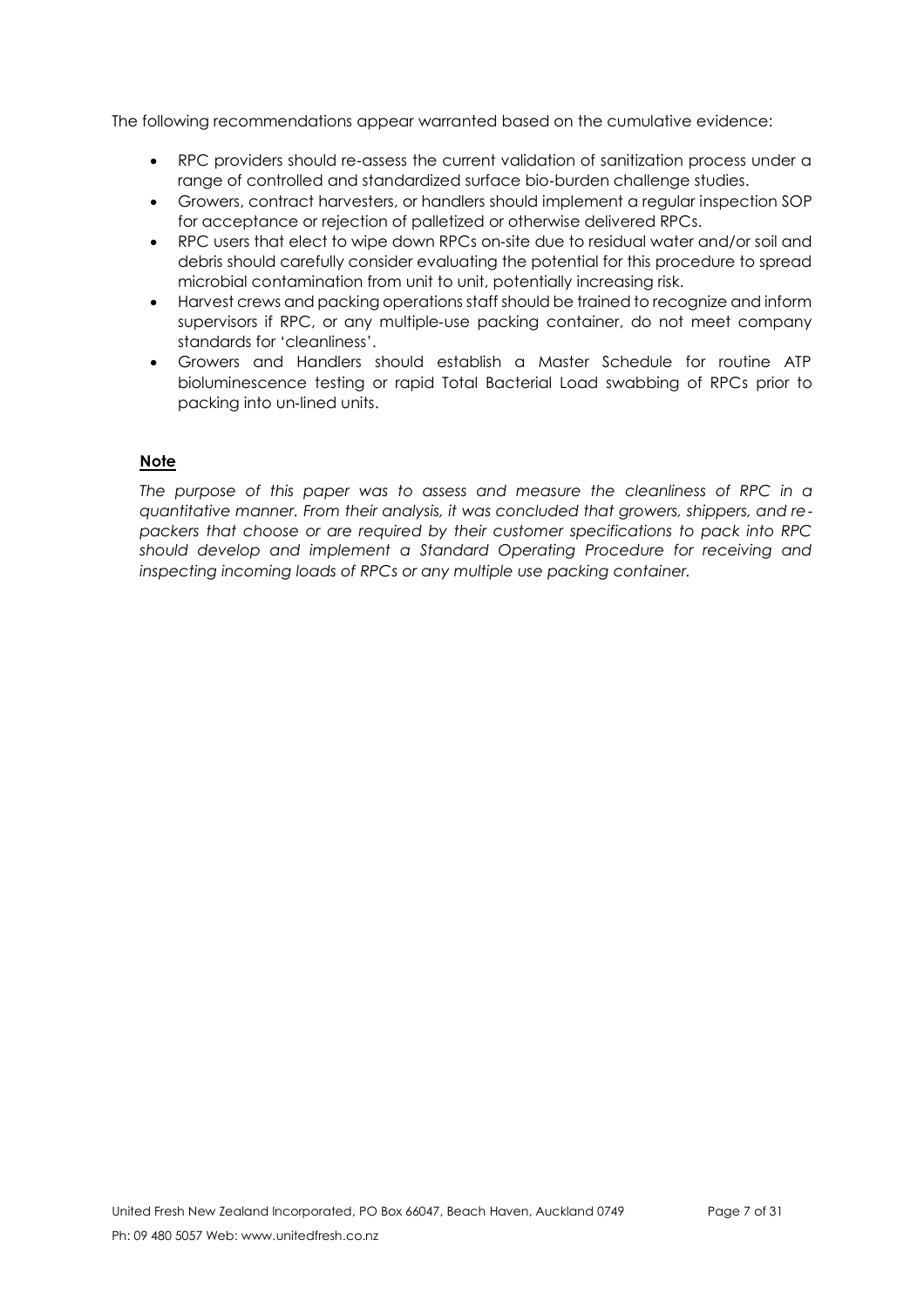The following recommendations appear warranted based on the cumulative evidence:

- RPC providers should re-assess the current validation of sanitization process under a range of controlled and standardized surface bio-burden challenge studies.
- Growers, contract harvesters, or handlers should implement a regular inspection SOP for acceptance or rejection of palletized or otherwise delivered RPCs.
- RPC users that elect to wipe down RPCs on-site due to residual water and/or soil and debris should carefully consider evaluating the potential for this procedure to spread microbial contamination from unit to unit, potentially increasing risk.
- Harvest crews and packing operations staff should be trained to recognize and inform supervisors if RPC, or any multiple-use packing container, do not meet company standards for 'cleanliness'.
- Growers and Handlers should establish a Master Schedule for routine ATP bioluminescence testing or rapid Total Bacterial Load swabbing of RPCs prior to packing into un-lined units.

### Note

*The purpose of this paper was to assess and measure the cleanliness of RPC in a quantitative manner. From their analysis, it was concluded that growers, shippers, and re-packers that choose or are required by their customer specifications to pack into RPC should develop and implement a Standard Operating Procedure for receiving and inspecting incoming loads of RPCs or any multiple use packing container.*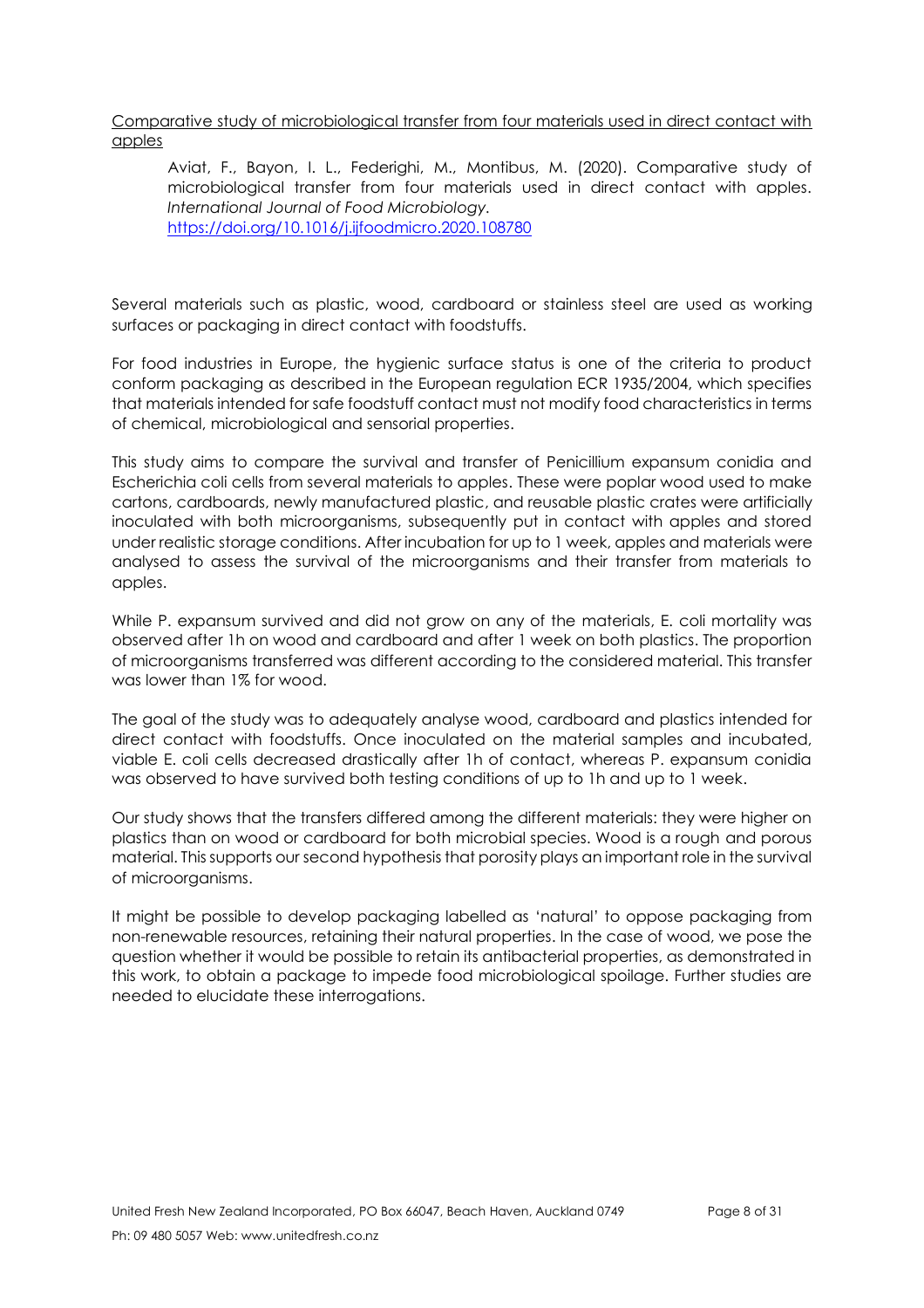Comparative study of microbiological transfer from four materials used in direct contact with apples

> Aviat, F., Bayon, I. L., Federighi, M., Montibus, M. (2020). Comparative study of microbiological transfer from four materials used in direct contact with apples. *International Journal of Food Microbiology.* https://doi.org/10.1016/j.ijfoodmicro.2020.108780

Several materials such as plastic, wood, cardboard or stainless steel are used as working surfaces or packaging in direct contact with foodstuffs.

For food industries in Europe, the hygienic surface status is one of the criteria to product conform packaging as described in the European regulation ECR 1935/2004, which specifies that materials intended for safe foodstuff contact must not modify food characteristics in terms of chemical, microbiological and sensorial properties.

This study aims to compare the survival and transfer of Penicillium expansum conidia and Escherichia coli cells from several materials to apples. These were poplar wood used to make cartons, cardboards, newly manufactured plastic, and reusable plastic crates were artificially inoculated with both microorganisms, subsequently put in contact with apples and stored under realistic storage conditions. After incubation for up to 1 week, apples and materials were analysed to assess the survival of the microorganisms and their transfer from materials to apples.

While P. expansum survived and did not grow on any of the materials, E. coli mortality was observed after 1h on wood and cardboard and after 1 week on both plastics. The proportion of microorganisms transferred was different according to the considered material. This transfer was lower than 1% for wood.

The goal of the study was to adequately analyse wood, cardboard and plastics intended for direct contact with foodstuffs. Once inoculated on the material samples and incubated, viable E. coli cells decreased drastically after 1h of contact, whereas P. expansum conidia was observed to have survived both testing conditions of up to 1h and up to 1 week.

Our study shows that the transfers differed among the different materials: they were higher on plastics than on wood or cardboard for both microbial species. Wood is a rough and porous material. This supports our second hypothesis that porosity plays an important role in the survival of microorganisms.

It might be possible to develop packaging labelled as 'natural' to oppose packaging from non-renewable resources, retaining their natural properties. In the case of wood, we pose the question whether it would be possible to retain its antibacterial properties, as demonstrated in this work, to obtain a package to impede food microbiological spoilage. Further studies are needed to elucidate these interrogations.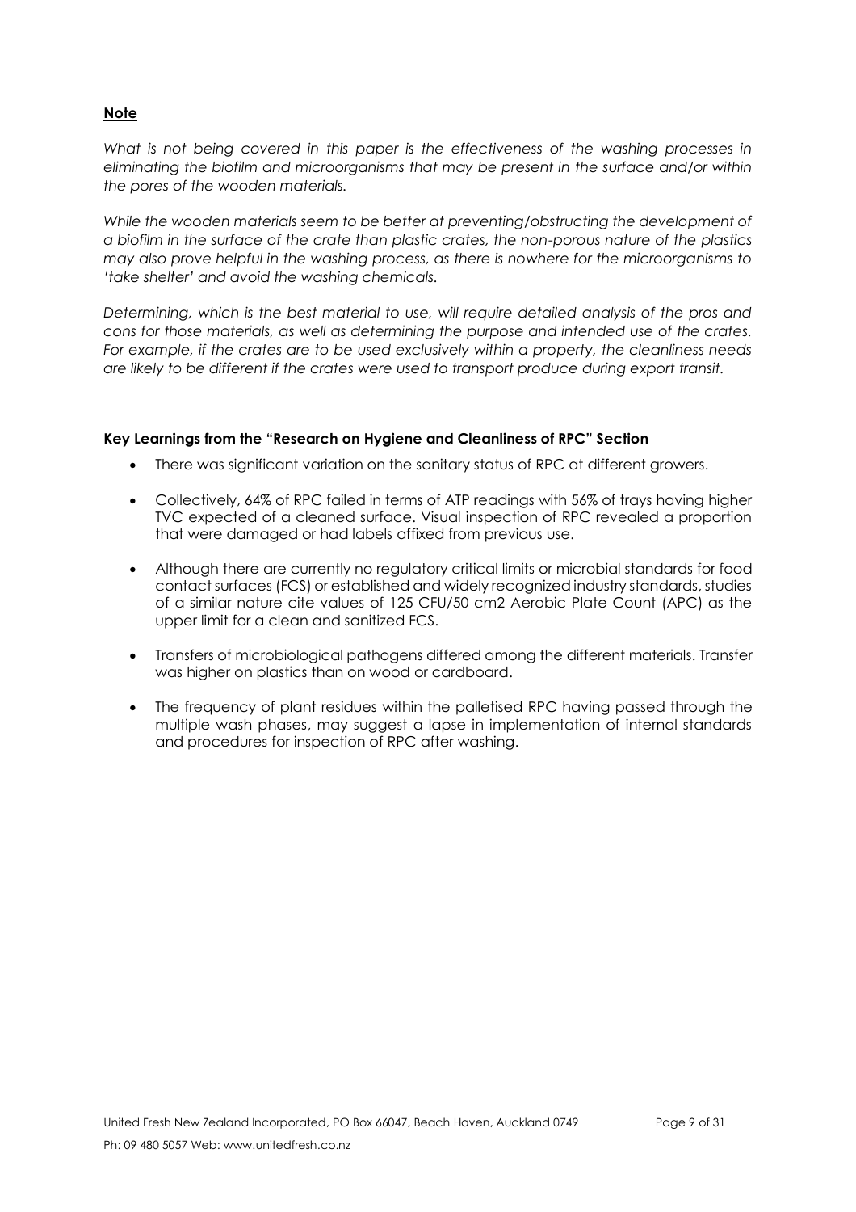## Note

*What is not being covered in this paper is the effectiveness of the washing processes in eliminating the biofilm and microorganisms that may be present in the surface and/or within the pores of the wooden materials.*

*While the wooden materials seem to be better at preventing/obstructing the development of a biofilm in the surface of the crate than plastic crates, the non-porous nature of the plastics may also prove helpful in the washing process, as there is nowhere for the microorganisms to 'take shelter' and avoid the washing chemicals.*

*Determining, which is the best material to use, will require detailed analysis of the pros and cons for those materials, as well as determining the purpose and intended use of the crates. For example, if the crates are to be used exclusively within a property, the cleanliness needs are likely to be different if the crates were used to transport produce during export transit.*

### Key Learnings from the "Research on Hygiene and Cleanliness of RPC" Section

- There was significant variation on the sanitary status of RPC at different growers.
- Collectively, 64% of RPC failed in terms of ATP readings with 56% of trays having higher TVC expected of a cleaned surface. Visual inspection of RPC revealed a proportion that were damaged or had labels affixed from previous use.
- Although there are currently no regulatory critical limits or microbial standards for food contact surfaces (FCS) or established and widely recognized industry standards, studies of a similar nature cite values of 125 CFU/50 $cm^2$ Aerobic Plate Count (APC) as the upper limit for a clean and sanitized FCS.
- Transfers of microbiological pathogens differed among the different materials. Transfer was higher on plastics than on wood or cardboard.
- The frequency of plant residues within the palletised RPC having passed through the multiple wash phases, may suggest a lapse in implementation of internal standards and procedures for inspection of RPC after washing.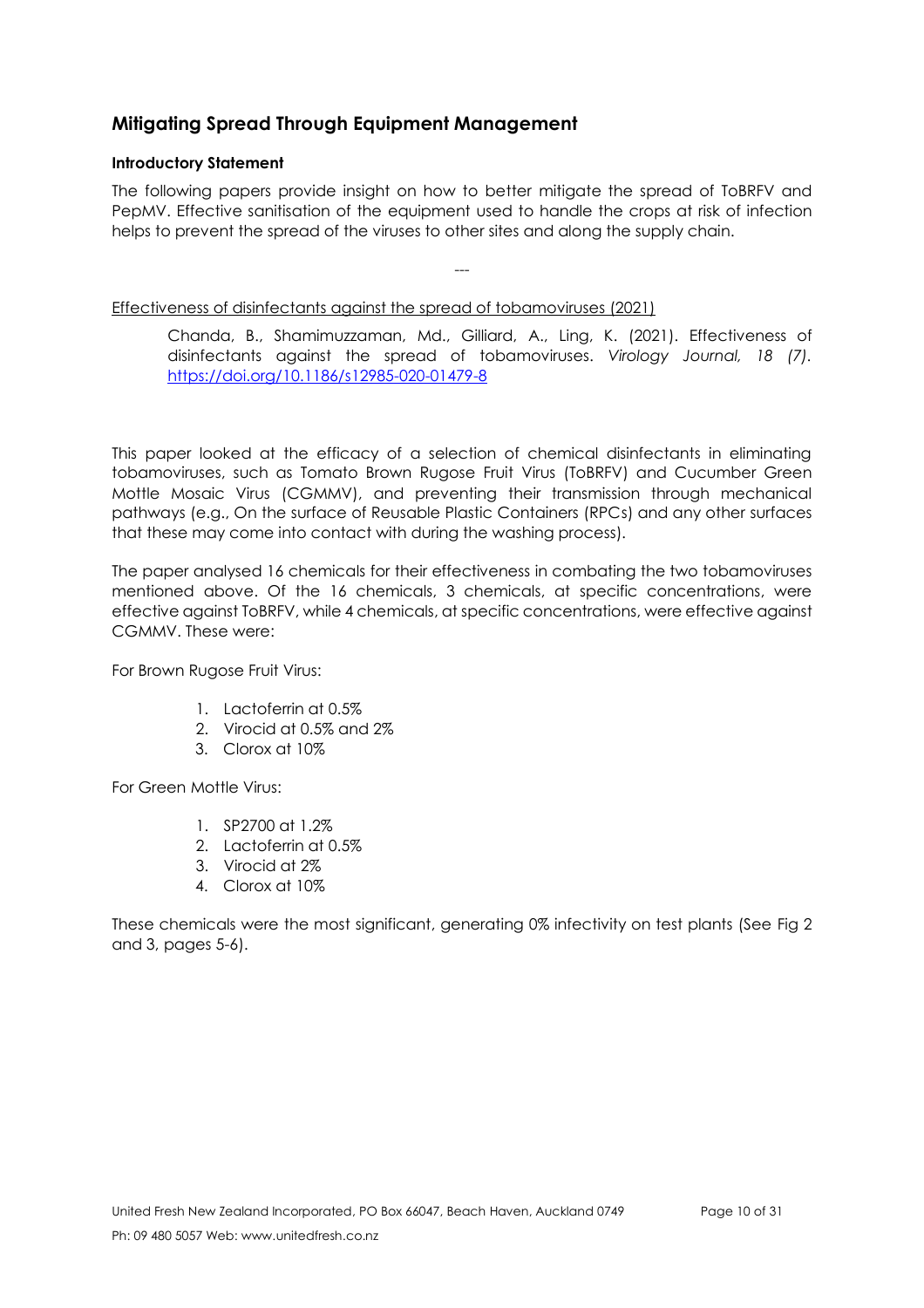## Mitigating Spread Through Equipment Management

**Introductory Statement**

The following papers provide insight on how to better mitigate the spread of ToBRFV and PepMV. Effective sanitisation of the equipment used to handle the crops at risk of infection helps to prevent the spread of the viruses to other sites and along the supply chain.

---

Effectiveness of disinfectants against the spread of tobamoviruses (2021)

> Chanda, B., Shamimuzzaman, Md., Gilliard, A., Ling, K. (2021). Effectiveness of disinfectants against the spread of tobamoviruses. *Virology Journal, 18 (7)*. https://doi.org/10.1186/s12985-020-01479-8

This paper looked at the efficacy of a selection of chemical disinfectants in eliminating tobamoviruses, such as Tomato Brown Rugose Fruit Virus (ToBRFV) and Cucumber Green Mottle Mosaic Virus (CGMMV), and preventing their transmission through mechanical pathways (e.g., On the surface of Reusable Plastic Containers (RPCs) and any other surfaces that these may come into contact with during the washing process).

The paper analysed 16 chemicals for their effectiveness in combating the two tobamoviruses mentioned above. Of the 16 chemicals, 3 chemicals, at specific concentrations, were effective against ToBRFV, while 4 chemicals, at specific concentrations, were effective against CGMMV. These were:

For Brown Rugose Fruit Virus:

1. Lactoferrin at 0.5%
2. Virocid at 0.5% and 2%
3. Clorox at 10%

For Green Mottle Virus:

1. SP2700 at 1.2%
2. Lactoferrin at 0.5%
3. Virocid at 2%
4. Clorox at 10%

These chemicals were the most significant, generating 0% infectivity on test plants (See Fig 2 and 3, pages 5-6).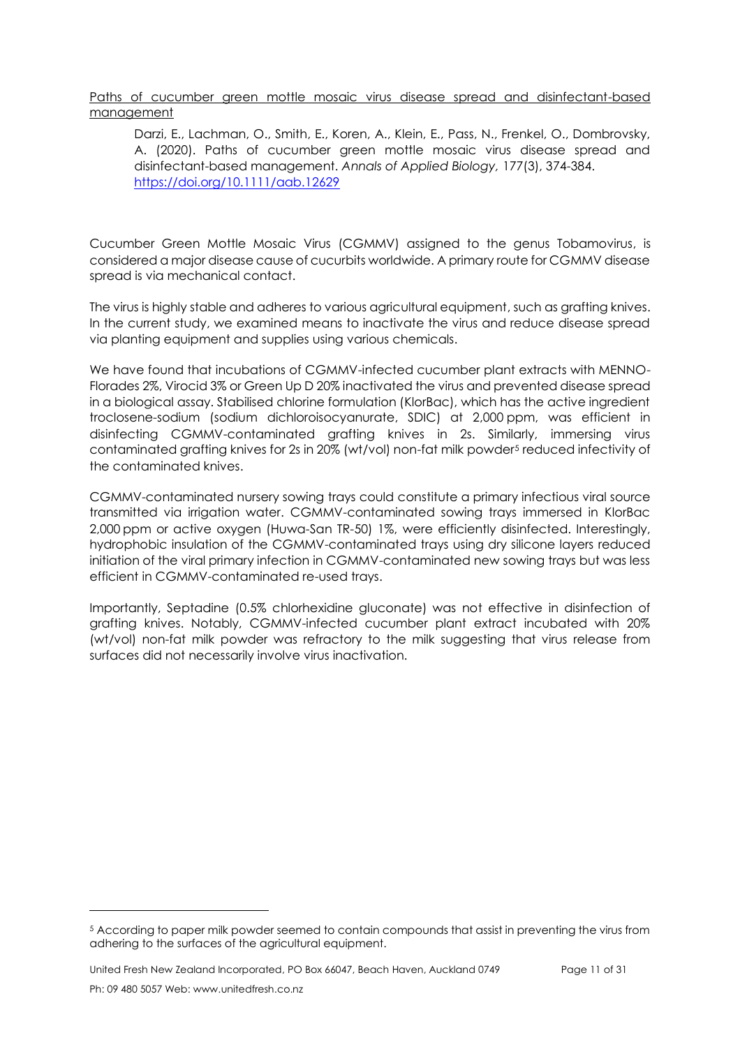<u>Paths of cucumber green mottle mosaic virus disease spread and disinfectant-based management</u>

> Darzi, E., Lachman, O., Smith, E., Koren, A., Klein, E., Pass, N., Frenkel, O., Dombrovsky, A. (2020). Paths of cucumber green mottle mosaic virus disease spread and disinfectant-based management. *Annals of Applied Biology*, 177(3), 374-384. https://doi.org/10.1111/aab.12629

Cucumber Green Mottle Mosaic Virus (CGMMV) assigned to the genus Tobamovirus, is considered a major disease cause of cucurbits worldwide. A primary route for CGMMV disease spread is via mechanical contact.

The virus is highly stable and adheres to various agricultural equipment, such as grafting knives. In the current study, we examined means to inactivate the virus and reduce disease spread via planting equipment and supplies using various chemicals.

We have found that incubations of CGMMV-infected cucumber plant extracts with MENNO-Florades 2%, Virocid 3% or Green Up D 20% inactivated the virus and prevented disease spread in a biological assay. Stabilised chlorine formulation (KlorBac), which has the active ingredient troclosene-sodium (sodium dichloroisocyanurate, SDIC) at 2,000 ppm, was efficient in disinfecting CGMMV-contaminated grafting knives in 2s. Similarly, immersing virus contaminated grafting knives for 2s in 20% (wt/vol) non-fat milk powder[5] reduced infectivity of the contaminated knives.

CGMMV-contaminated nursery sowing trays could constitute a primary infectious viral source transmitted via irrigation water. CGMMV-contaminated sowing trays immersed in KlorBac 2,000 ppm or active oxygen (Huwa-San TR-50) 1%, were efficiently disinfected. Interestingly, hydrophobic insulation of the CGMMV-contaminated trays using dry silicone layers reduced initiation of the viral primary infection in CGMMV-contaminated new sowing trays but was less efficient in CGMMV-contaminated re-used trays.

Importantly, Septadine (0.5% chlorhexidine gluconate) was not effective in disinfection of grafting knives. Notably, CGMMV-infected cucumber plant extract incubated with 20% (wt/vol) non-fat milk powder was refractory to the milk suggesting that virus release from surfaces did not necessarily involve virus inactivation.

---

[5] According to paper milk powder seemed to contain compounds that assist in preventing the virus from adhering to the surfaces of the agricultural equipment.

United Fresh New Zealand Incorporated, PO Box 66047, Beach Haven, Auckland 0749

Ph: 09 480 5057 Web: www.unitedfresh.co.nz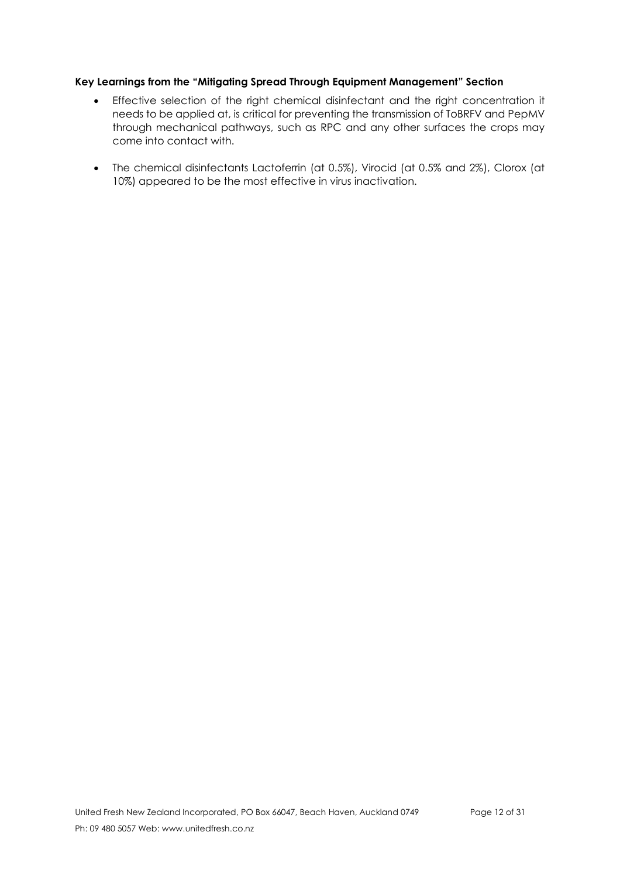**Key Learnings from the "Mitigating Spread Through Equipment Management" Section**

- Effective selection of the right chemical disinfectant and the right concentration it needs to be applied at, is critical for preventing the transmission of ToBRFV and PepMV through mechanical pathways, such as RPC and any other surfaces the crops may come into contact with.
- The chemical disinfectants Lactoferrin (at 0.5%), Virocid (at 0.5% and 2%), Clorox (at 10%) appeared to be the most effective in virus inactivation.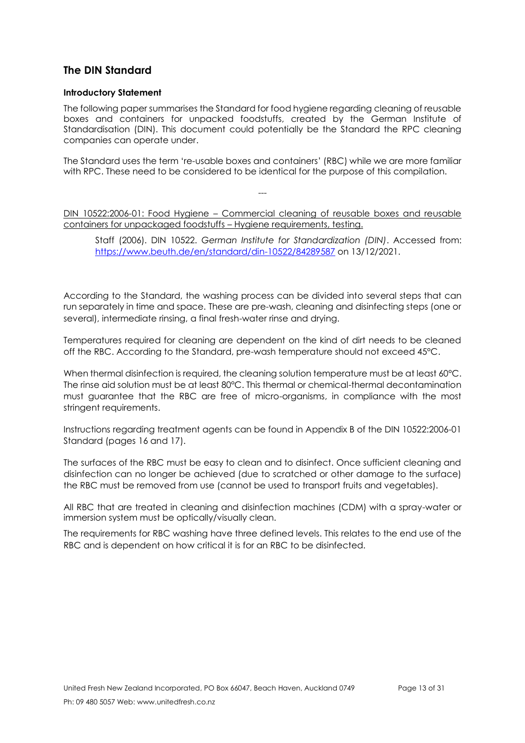## The DIN Standard

### Introductory Statement

The following paper summarises the Standard for food hygiene regarding cleaning of reusable boxes and containers for unpacked foodstuffs, created by the German Institute of Standardisation (DIN). This document could potentially be the Standard the RPC cleaning companies can operate under.

The Standard uses the term 're-usable boxes and containers' (RBC) while we are more familiar with RPC. These need to be considered to be identical for the purpose of this compilation.

---

DIN 10522:2006-01: Food Hygiene – Commercial cleaning of reusable boxes and reusable containers for unpackaged foodstuffs – Hygiene requirements, testing.

> Staff (2006). DIN 10522. *German Institute for Standardization (DIN)*. Accessed from: https://www.beuth.de/en/standard/din-10522/84289587 on 13/12/2021.

According to the Standard, the washing process can be divided into several steps that can run separately in time and space. These are pre-wash, cleaning and disinfecting steps (one or several), intermediate rinsing, a final fresh-water rinse and drying.

Temperatures required for cleaning are dependent on the kind of dirt needs to be cleaned off the RBC. According to the Standard, pre-wash temperature should not exceed 45°C.

When thermal disinfection is required, the cleaning solution temperature must be at least 60°C. The rinse aid solution must be at least 80°C. This thermal or chemical-thermal decontamination must guarantee that the RBC are free of micro-organisms, in compliance with the most stringent requirements.

Instructions regarding treatment agents can be found in Appendix B of the DIN 10522:2006-01 Standard (pages 16 and 17).

The surfaces of the RBC must be easy to clean and to disinfect. Once sufficient cleaning and disinfection can no longer be achieved (due to scratched or other damage to the surface) the RBC must be removed from use (cannot be used to transport fruits and vegetables).

All RBC that are treated in cleaning and disinfection machines (CDM) with a spray-water or immersion system must be optically/visually clean.

The requirements for RBC washing have three defined levels. This relates to the end use of the RBC and is dependent on how critical it is for an RBC to be disinfected.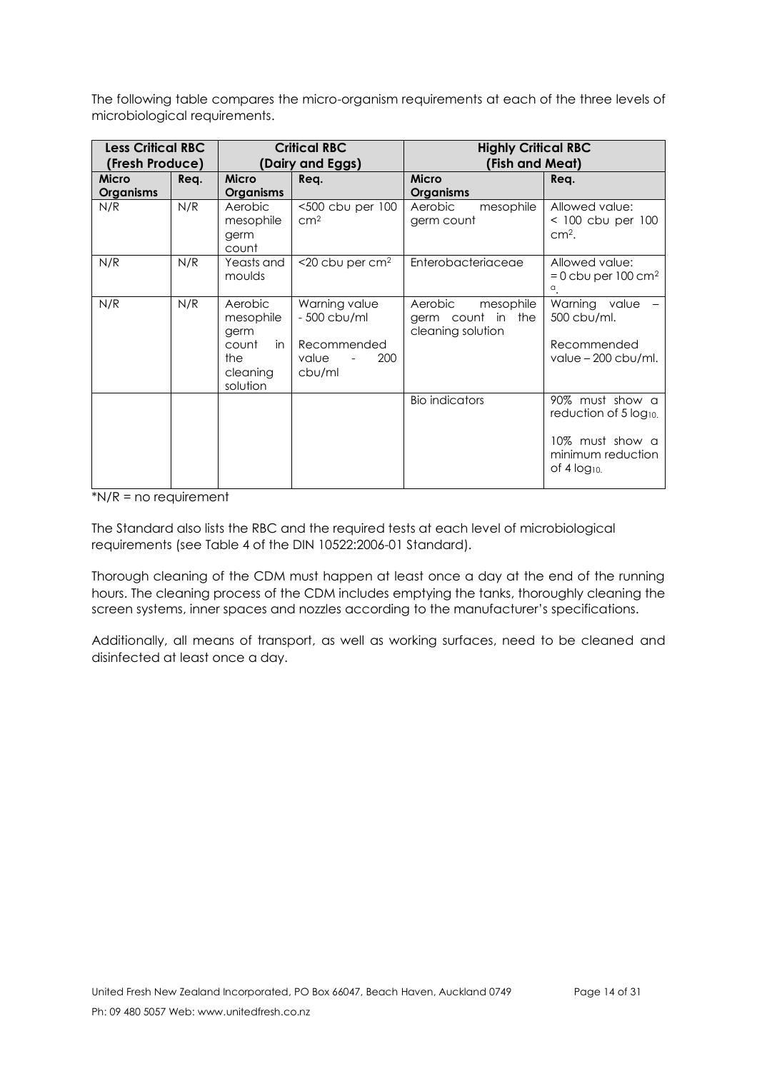The following table compares the micro-organism requirements at each of the three levels of microbiological requirements.

| Less Critical RBC (Fresh Produce) | | Critical RBC (Dairy and Eggs) | | Highly Critical RBC (Fish and Meat) | |
|---|---|---|---|---|---|
| **Micro Organisms** | **Req.** | **Micro Organisms** | **Req.** | **Micro Organisms** | **Req.** |
| N/R | N/R | Aerobic mesophile germ count | <500 cbu per 100 $cm^2$ | Aerobic mesophile germ count | Allowed value: < 100 cbu per 100 $cm^2$. |
| N/R | N/R | Yeasts and moulds | <20 cbu per $cm^2$ | Enterobacteriaceae | Allowed value: = 0 cbu per 100 $cm^2$ [a]. |
| N/R | N/R | Aerobic mesophile germ count in the cleaning solution | Warning value - 500 cbu/ml<br><br>Recommended value - 200 cbu/ml | Aerobic mesophile germ count in the cleaning solution | Warning value – 500 cbu/ml.<br><br>Recommended value – 200 cbu/ml. |
| | | | | Bio indicators | 90% must show a reduction of 5 $log_{10}$.<br><br>10% must show a minimum reduction of 4 $log_{10}$. |

*N/R = no requirement

The Standard also lists the RBC and the required tests at each level of microbiological requirements (see Table 4 of the DIN 10522:2006-01 Standard).

Thorough cleaning of the CDM must happen at least once a day at the end of the running hours. The cleaning process of the CDM includes emptying the tanks, thoroughly cleaning the screen systems, inner spaces and nozzles according to the manufacturer's specifications.

Additionally, all means of transport, as well as working surfaces, need to be cleaned and disinfected at least once a day.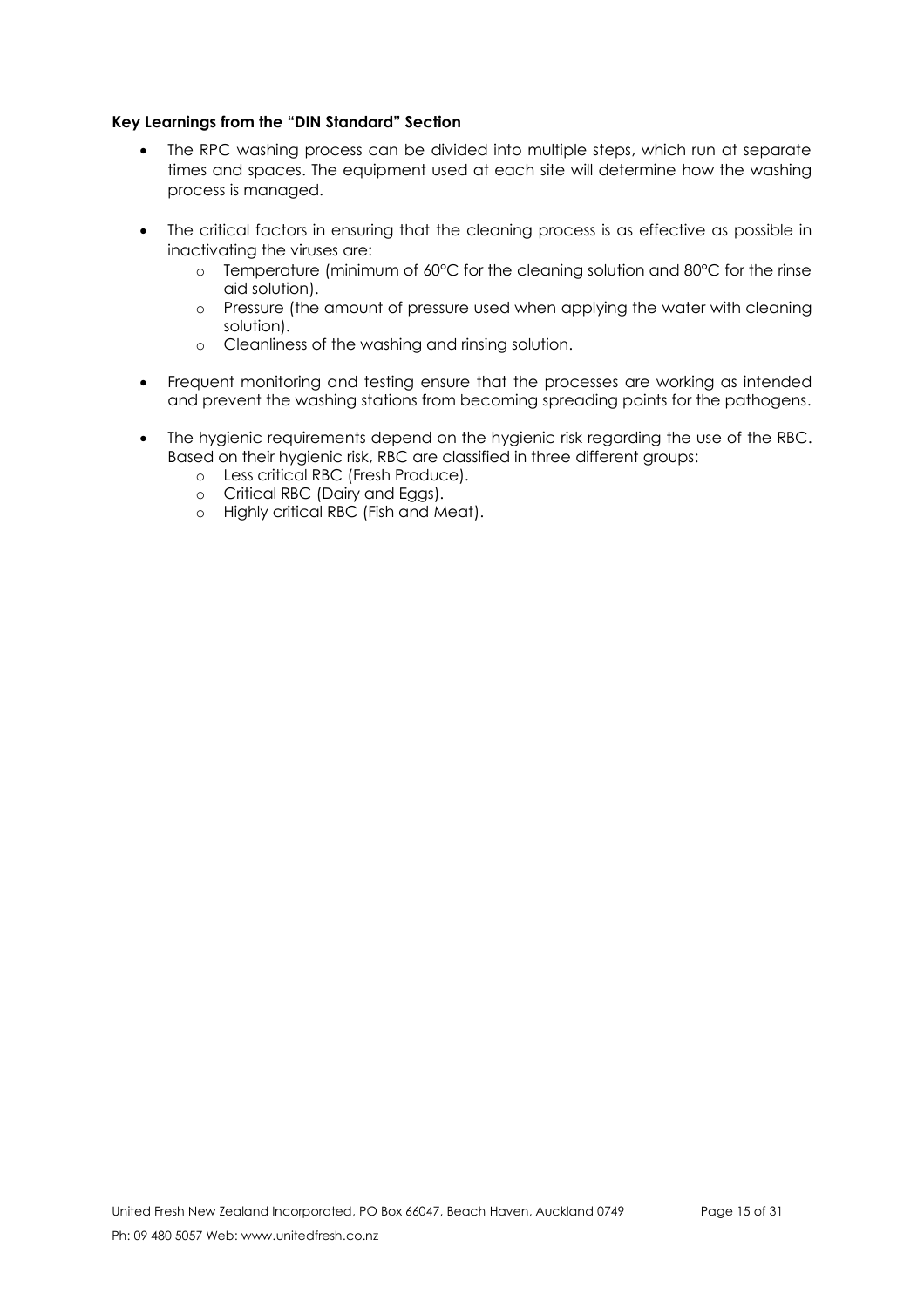**Key Learnings from the "DIN Standard" Section**

- The RPC washing process can be divided into multiple steps, which run at separate times and spaces. The equipment used at each site will determine how the washing process is managed.

- The critical factors in ensuring that the cleaning process is as effective as possible in inactivating the viruses are:
  - Temperature (minimum of 60°C for the cleaning solution and 80°C for the rinse aid solution).
  - Pressure (the amount of pressure used when applying the water with cleaning solution).
  - Cleanliness of the washing and rinsing solution.

- Frequent monitoring and testing ensure that the processes are working as intended and prevent the washing stations from becoming spreading points for the pathogens.

- The hygienic requirements depend on the hygienic risk regarding the use of the RBC. Based on their hygienic risk, RBC are classified in three different groups:
  - Less critical RBC (Fresh Produce).
  - Critical RBC (Dairy and Eggs).
  - Highly critical RBC (Fish and Meat).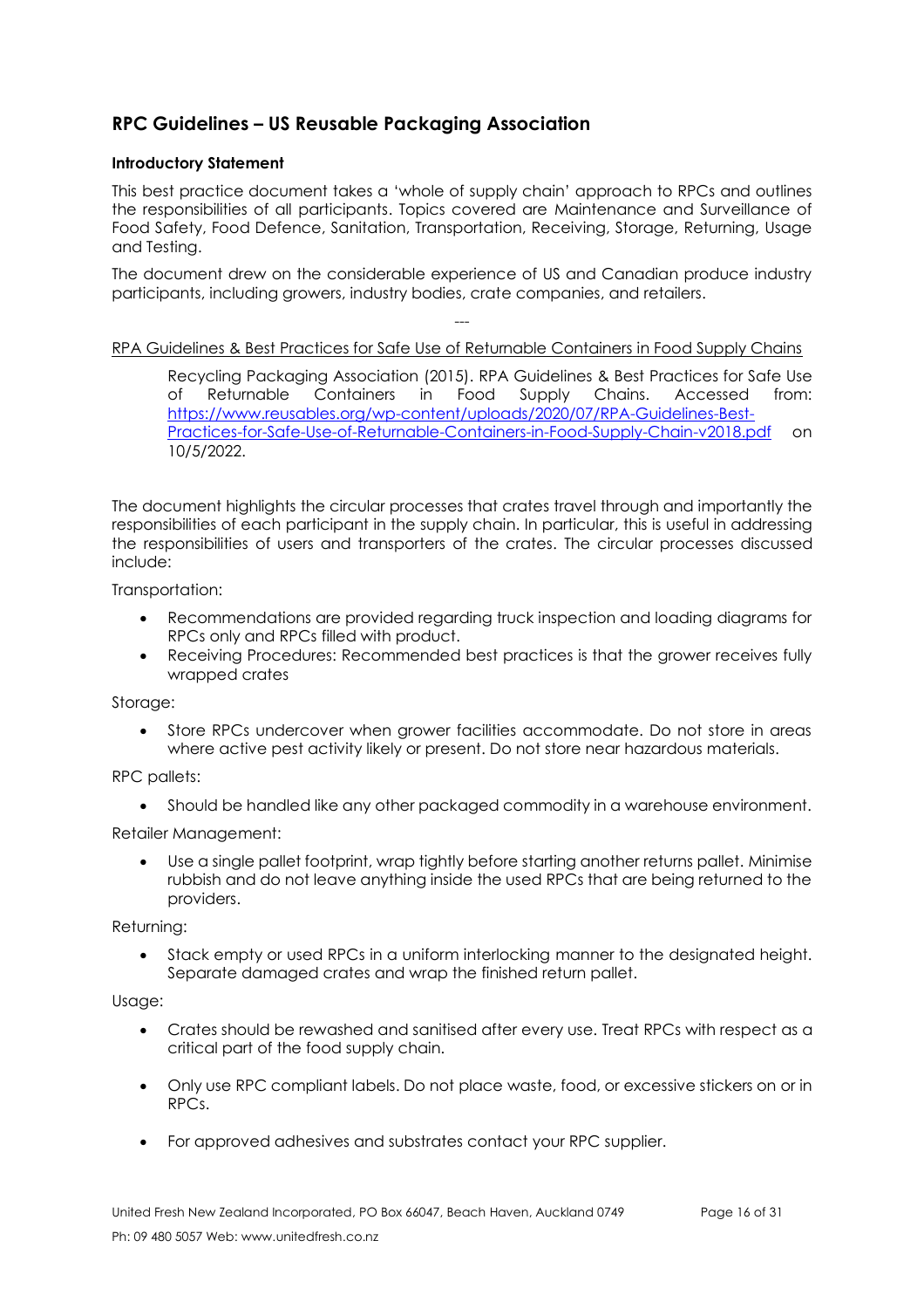## RPC Guidelines – US Reusable Packaging Association

### Introductory Statement

This best practice document takes a 'whole of supply chain' approach to RPCs and outlines the responsibilities of all participants. Topics covered are Maintenance and Surveillance of Food Safety, Food Defence, Sanitation, Transportation, Receiving, Storage, Returning, Usage and Testing.

The document drew on the considerable experience of US and Canadian produce industry participants, including growers, industry bodies, crate companies, and retailers.

---

RPA Guidelines & Best Practices for Safe Use of Returnable Containers in Food Supply Chains

> Recycling Packaging Association (2015). RPA Guidelines & Best Practices for Safe Use of Returnable Containers in Food Supply Chains. Accessed from: https://www.reusables.org/wp-content/uploads/2020/07/RPA-Guidelines-Best-Practices-for-Safe-Use-of-Returnable-Containers-in-Food-Supply-Chain-v2018.pdf on 10/5/2022.

The document highlights the circular processes that crates travel through and importantly the responsibilities of each participant in the supply chain. In particular, this is useful in addressing the responsibilities of users and transporters of the crates. The circular processes discussed include:

Transportation:

- Recommendations are provided regarding truck inspection and loading diagrams for RPCs only and RPCs filled with product.
- Receiving Procedures: Recommended best practices is that the grower receives fully wrapped crates

Storage:

- Store RPCs undercover when grower facilities accommodate. Do not store in areas where active pest activity likely or present. Do not store near hazardous materials.

RPC pallets:

- Should be handled like any other packaged commodity in a warehouse environment.

Retailer Management:

- Use a single pallet footprint, wrap tightly before starting another returns pallet. Minimise rubbish and do not leave anything inside the used RPCs that are being returned to the providers.

Returning:

- Stack empty or used RPCs in a uniform interlocking manner to the designated height. Separate damaged crates and wrap the finished return pallet.

Usage:

- Crates should be rewashed and sanitised after every use. Treat RPCs with respect as a critical part of the food supply chain.
- Only use RPC compliant labels. Do not place waste, food, or excessive stickers on or in RPCs.
- For approved adhesives and substrates contact your RPC supplier.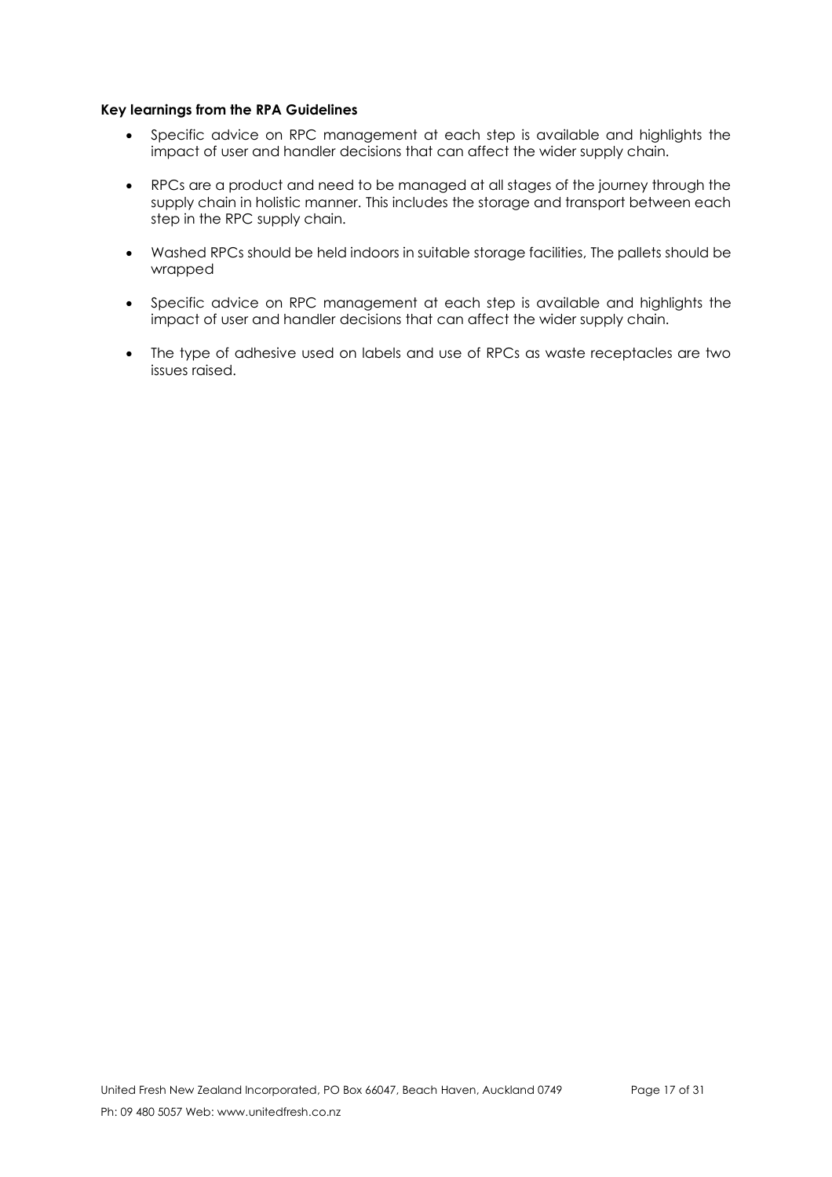**Key learnings from the RPA Guidelines**

- Specific advice on RPC management at each step is available and highlights the impact of user and handler decisions that can affect the wider supply chain.
- RPCs are a product and need to be managed at all stages of the journey through the supply chain in holistic manner. This includes the storage and transport between each step in the RPC supply chain.
- Washed RPCs should be held indoors in suitable storage facilities, The pallets should be wrapped
- Specific advice on RPC management at each step is available and highlights the impact of user and handler decisions that can affect the wider supply chain.
- The type of adhesive used on labels and use of RPCs as waste receptacles are two issues raised.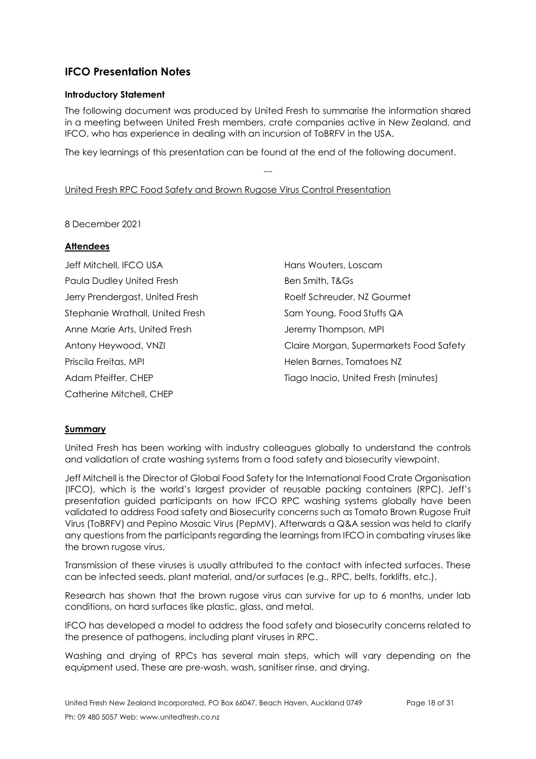## IFCO Presentation Notes

### Introductory Statement

The following document was produced by United Fresh to summarise the information shared in a meeting between United Fresh members, crate companies active in New Zealand, and IFCO, who has experience in dealing with an incursion of ToBRFV in the USA.

The key learnings of this presentation can be found at the end of the following document.

---

United Fresh RPC Food Safety and Brown Rugose Virus Control Presentation

8 December 2021

### Attendees

Jeff Mitchell, IFCO USA
Paula Dudley United Fresh
Jerry Prendergast, United Fresh
Stephanie Wrathall, United Fresh
Anne Marie Arts, United Fresh
Antony Heywood, VNZI
Priscila Freitas, MPI
Adam Pfeiffer, CHEP
Catherine Mitchell, CHEP
Hans Wouters, Loscam
Ben Smith, T&Gs
Roelf Schreuder, NZ Gourmet
Sam Young, Food Stuffs QA
Jeremy Thompson, MPI
Claire Morgan, Supermarkets Food Safety
Helen Barnes, Tomatoes NZ
Tiago Inacio, United Fresh (minutes)

### Summary

United Fresh has been working with industry colleagues globally to understand the controls and validation of crate washing systems from a food safety and biosecurity viewpoint.

Jeff Mitchell is the Director of Global Food Safety for the International Food Crate Organisation (IFCO), which is the world's largest provider of reusable packing containers (RPC). Jeff's presentation guided participants on how IFCO RPC washing systems globally have been validated to address Food safety and Biosecurity concerns such as Tomato Brown Rugose Fruit Virus (ToBRFV) and Pepino Mosaic Virus (PepMV). Afterwards a Q&A session was held to clarify any questions from the participants regarding the learnings from IFCO in combating viruses like the brown rugose virus,

Transmission of these viruses is usually attributed to the contact with infected surfaces. These can be infected seeds, plant material, and/or surfaces (e.g., RPC, belts, forklifts, etc.).

Research has shown that the brown rugose virus can survive for up to 6 months, under lab conditions, on hard surfaces like plastic, glass, and metal.

IFCO has developed a model to address the food safety and biosecurity concerns related to the presence of pathogens, including plant viruses in RPC.

Washing and drying of RPCs has several main steps, which will vary depending on the equipment used. These are pre-wash, wash, sanitiser rinse, and drying.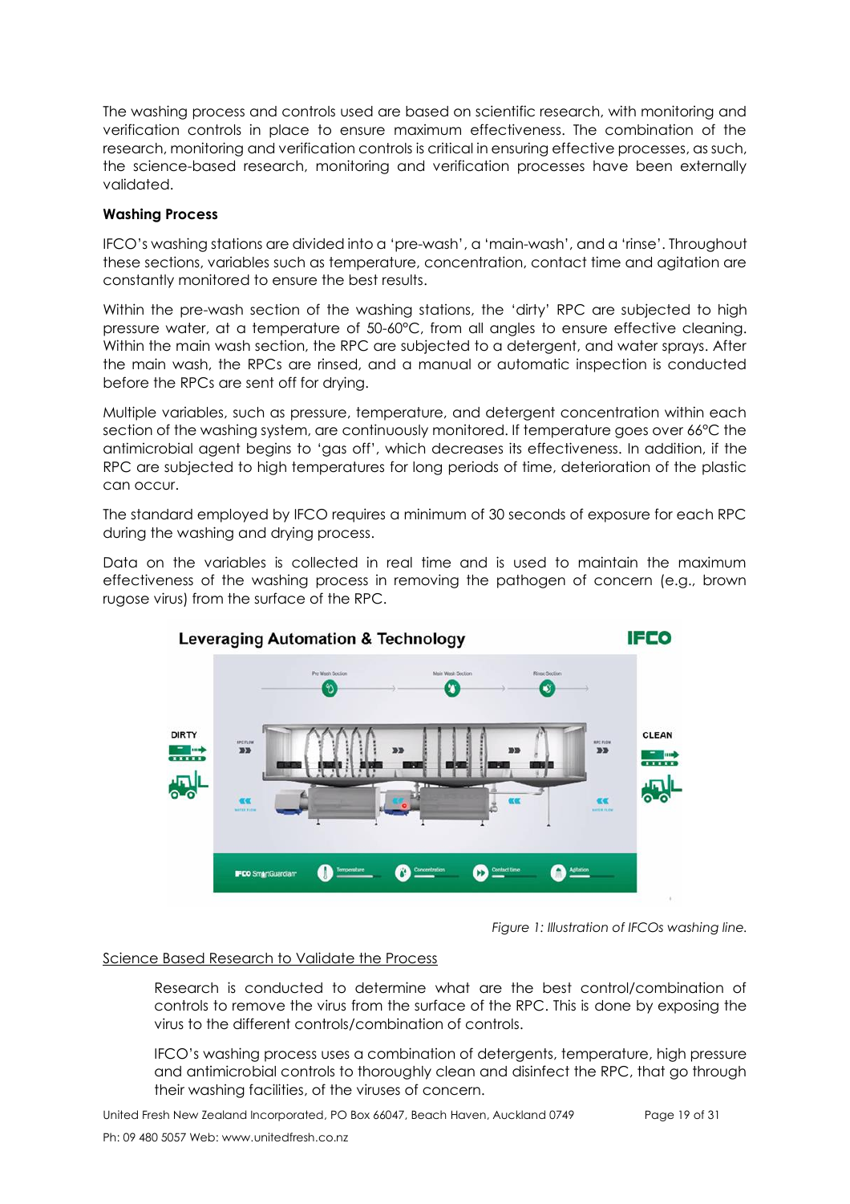The washing process and controls used are based on scientific research, with monitoring and verification controls in place to ensure maximum effectiveness. The combination of the research, monitoring and verification controls is critical in ensuring effective processes, as such, the science-based research, monitoring and verification processes have been externally validated.

**Washing Process**

IFCO's washing stations are divided into a 'pre-wash', a 'main-wash', and a 'rinse'. Throughout these sections, variables such as temperature, concentration, contact time and agitation are constantly monitored to ensure the best results.

Within the pre-wash section of the washing stations, the 'dirty' RPC are subjected to high pressure water, at a temperature of 50-60°C, from all angles to ensure effective cleaning. Within the main wash section, the RPC are subjected to a detergent, and water sprays. After the main wash, the RPCs are rinsed, and a manual or automatic inspection is conducted before the RPCs are sent off for drying.

Multiple variables, such as pressure, temperature, and detergent concentration within each section of the washing system, are continuously monitored. If temperature goes over 66°C the antimicrobial agent begins to 'gas off', which decreases its effectiveness. In addition, if the RPC are subjected to high temperatures for long periods of time, deterioration of the plastic can occur.

The standard employed by IFCO requires a minimum of 30 seconds of exposure for each RPC during the washing and drying process.

Data on the variables is collected in real time and is used to maintain the maximum effectiveness of the washing process in removing the pathogen of concern (e.g., brown rugose virus) from the surface of the RPC.

*Figure 1: Illustration of IFCOs washing line.*

Science Based Research to Validate the Process

Research is conducted to determine what are the best control/combination of controls to remove the virus from the surface of the RPC. This is done by exposing the virus to the different controls/combination of controls.

IFCO's washing process uses a combination of detergents, temperature, high pressure and antimicrobial controls to thoroughly clean and disinfect the RPC, that go through their washing facilities, of the viruses of concern.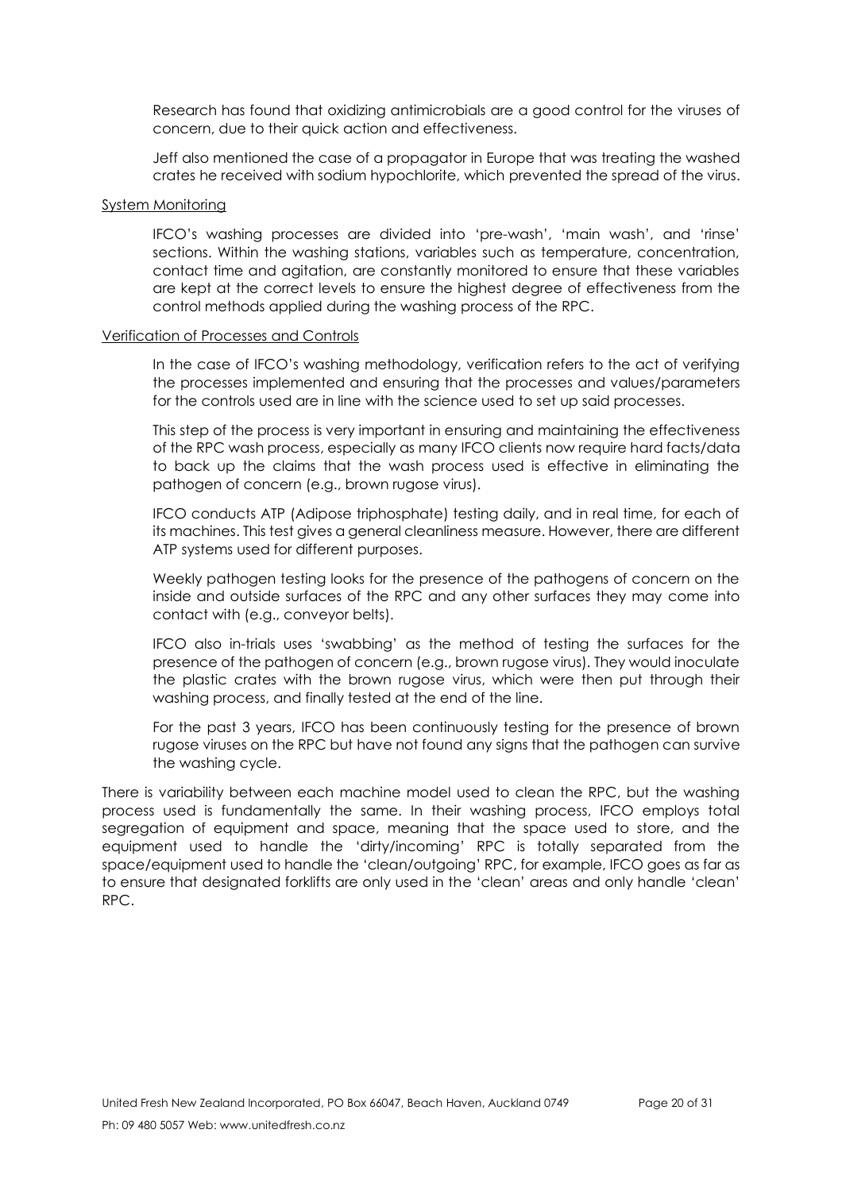Research has found that oxidizing antimicrobials are a good control for the viruses of concern, due to their quick action and effectiveness.

Jeff also mentioned the case of a propagator in Europe that was treating the washed crates he received with sodium hypochlorite, which prevented the spread of the virus.

System Monitoring

IFCO's washing processes are divided into 'pre-wash', 'main wash', and 'rinse' sections. Within the washing stations, variables such as temperature, concentration, contact time and agitation, are constantly monitored to ensure that these variables are kept at the correct levels to ensure the highest degree of effectiveness from the control methods applied during the washing process of the RPC.

Verification of Processes and Controls

In the case of IFCO's washing methodology, verification refers to the act of verifying the processes implemented and ensuring that the processes and values/parameters for the controls used are in line with the science used to set up said processes.

This step of the process is very important in ensuring and maintaining the effectiveness of the RPC wash process, especially as many IFCO clients now require hard facts/data to back up the claims that the wash process used is effective in eliminating the pathogen of concern (e.g., brown rugose virus).

IFCO conducts ATP (Adipose triphosphate) testing daily, and in real time, for each of its machines. This test gives a general cleanliness measure. However, there are different ATP systems used for different purposes.

Weekly pathogen testing looks for the presence of the pathogens of concern on the inside and outside surfaces of the RPC and any other surfaces they may come into contact with (e.g., conveyor belts).

IFCO also in-trials uses 'swabbing' as the method of testing the surfaces for the presence of the pathogen of concern (e.g., brown rugose virus). They would inoculate the plastic crates with the brown rugose virus, which were then put through their washing process, and finally tested at the end of the line.

For the past 3 years, IFCO has been continuously testing for the presence of brown rugose viruses on the RPC but have not found any signs that the pathogen can survive the washing cycle.

There is variability between each machine model used to clean the RPC, but the washing process used is fundamentally the same. In their washing process, IFCO employs total segregation of equipment and space, meaning that the space used to store, and the equipment used to handle the 'dirty/incoming' RPC is totally separated from the space/equipment used to handle the 'clean/outgoing' RPC, for example, IFCO goes as far as to ensure that designated forklifts are only used in the 'clean' areas and only handle 'clean' RPC.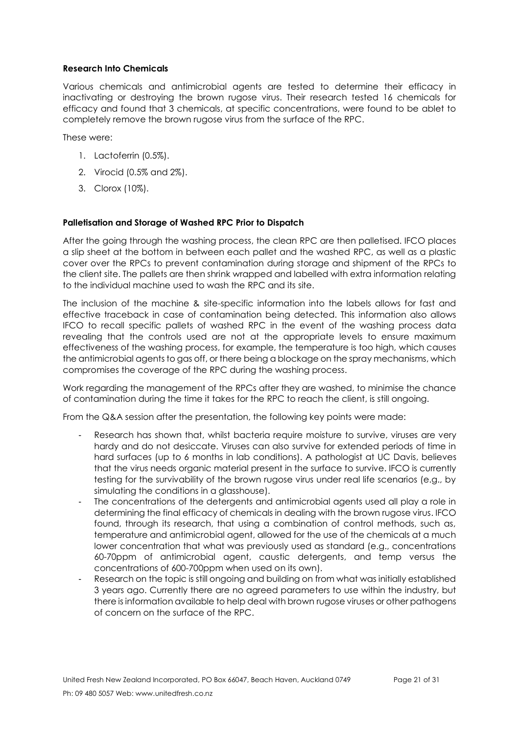**Research Into Chemicals**

Various chemicals and antimicrobial agents are tested to determine their efficacy in inactivating or destroying the brown rugose virus. Their research tested 16 chemicals for efficacy and found that 3 chemicals, at specific concentrations, were found to be ablet to completely remove the brown rugose virus from the surface of the RPC.

These were:

1. Lactoferrin (0.5%).
2. Virocid (0.5% and 2%).
3. Clorox (10%).

**Palletisation and Storage of Washed RPC Prior to Dispatch**

After the going through the washing process, the clean RPC are then palletised. IFCO places a slip sheet at the bottom in between each pallet and the washed RPC, as well as a plastic cover over the RPCs to prevent contamination during storage and shipment of the RPCs to the client site. The pallets are then shrink wrapped and labelled with extra information relating to the individual machine used to wash the RPC and its site.

The inclusion of the machine & site-specific information into the labels allows for fast and effective traceback in case of contamination being detected. This information also allows IFCO to recall specific pallets of washed RPC in the event of the washing process data revealing that the controls used are not at the appropriate levels to ensure maximum effectiveness of the washing process, for example, the temperature is too high, which causes the antimicrobial agents to gas off, or there being a blockage on the spray mechanisms, which compromises the coverage of the RPC during the washing process.

Work regarding the management of the RPCs after they are washed, to minimise the chance of contamination during the time it takes for the RPC to reach the client, is still ongoing.

From the Q&A session after the presentation, the following key points were made:

- Research has shown that, whilst bacteria require moisture to survive, viruses are very hardy and do not desiccate. Viruses can also survive for extended periods of time in hard surfaces (up to 6 months in lab conditions). A pathologist at UC Davis, believes that the virus needs organic material present in the surface to survive. IFCO is currently testing for the survivability of the brown rugose virus under real life scenarios (e.g., by simulating the conditions in a glasshouse).
- The concentrations of the detergents and antimicrobial agents used all play a role in determining the final efficacy of chemicals in dealing with the brown rugose virus. IFCO found, through its research, that using a combination of control methods, such as, temperature and antimicrobial agent, allowed for the use of the chemicals at a much lower concentration that what was previously used as standard (e.g., concentrations 60-70ppm of antimicrobial agent, caustic detergents, and temp versus the concentrations of 600-700ppm when used on its own).
- Research on the topic is still ongoing and building on from what was initially established 3 years ago. Currently there are no agreed parameters to use within the industry, but there is information available to help deal with brown rugose viruses or other pathogens of concern on the surface of the RPC.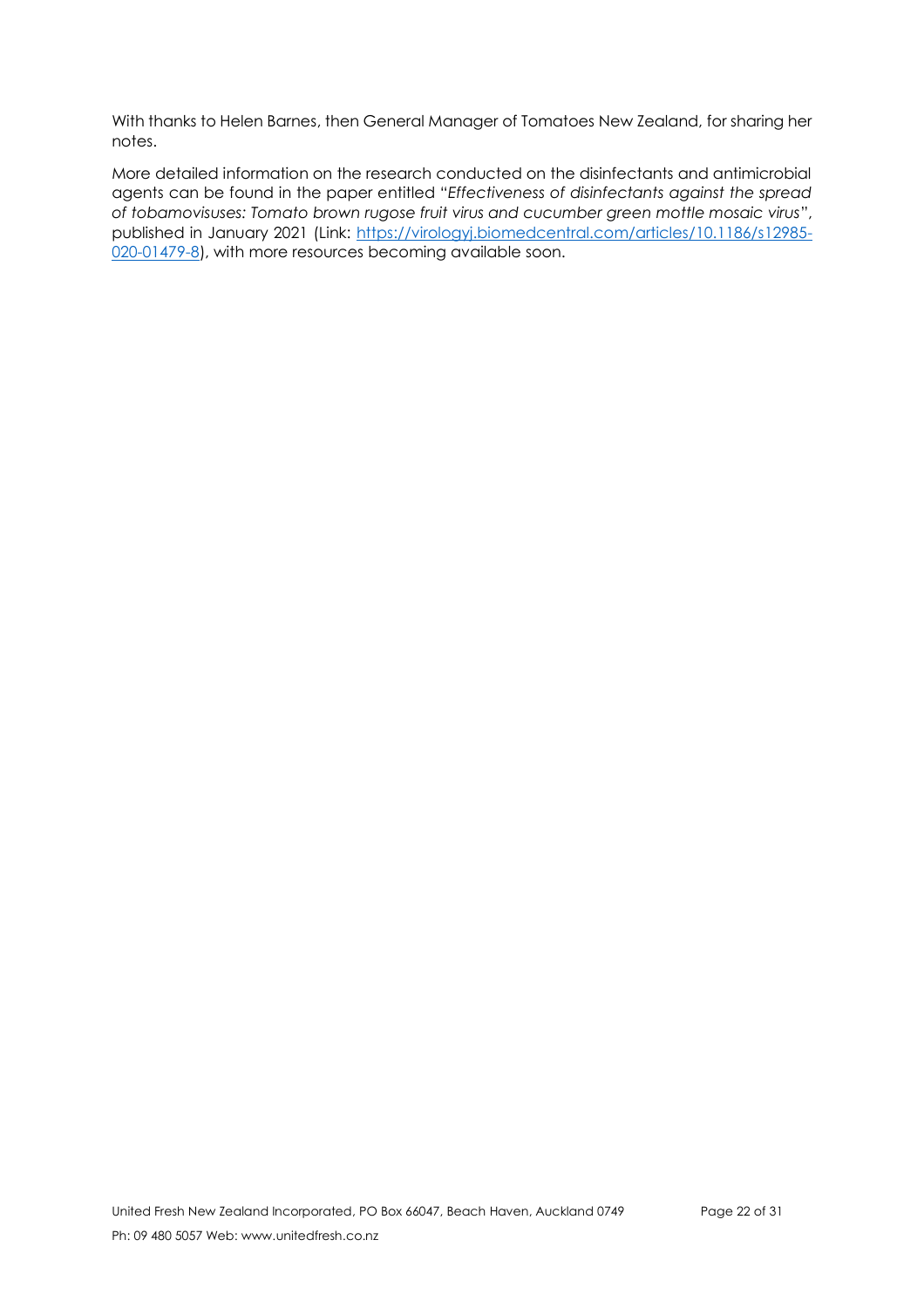With thanks to Helen Barnes, then General Manager of Tomatoes New Zealand, for sharing her notes.

More detailed information on the research conducted on the disinfectants and antimicrobial agents can be found in the paper entitled "*Effectiveness of disinfectants against the spread of tobamovisuses: Tomato brown rugose fruit virus and cucumber green mottle mosaic virus*", published in January 2021 (Link: [https://virologyj.biomedcentral.com/articles/10.1186/s12985-020-01479-8](https://virologyj.biomedcentral.com/articles/10.1186/s12985-020-01479-8)), with more resources becoming available soon.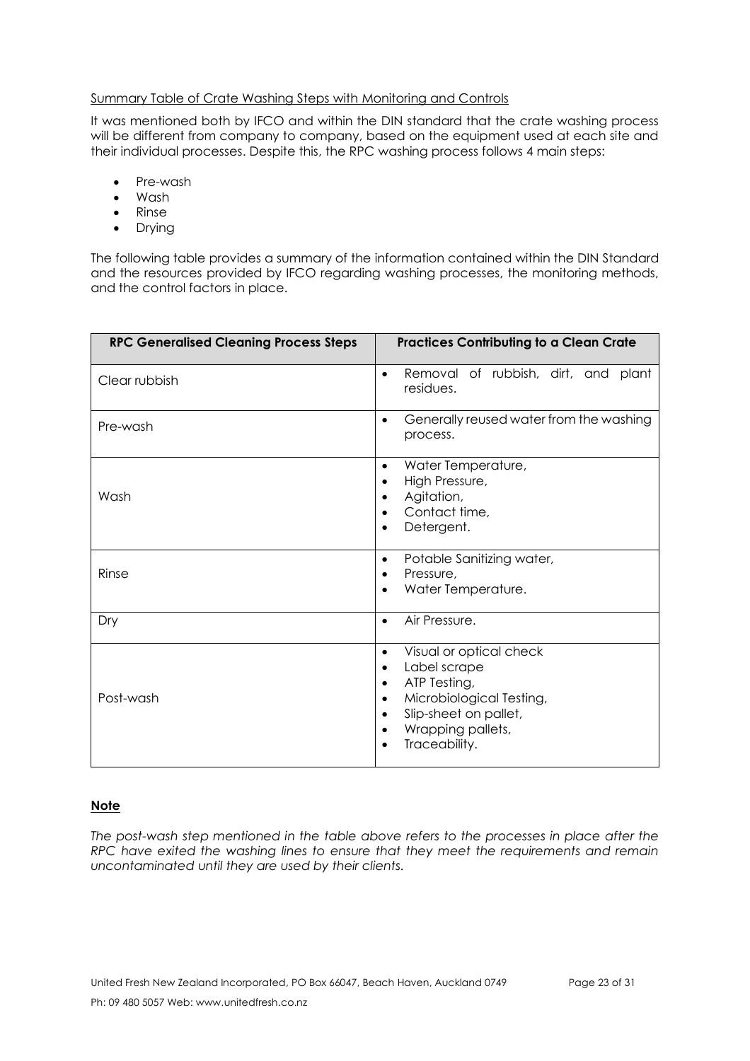<u>Summary Table of Crate Washing Steps with Monitoring and Controls</u>

It was mentioned both by IFCO and within the DIN standard that the crate washing process will be different from company to company, based on the equipment used at each site and their individual processes. Despite this, the RPC washing process follows 4 main steps:

- Pre-wash
- Wash
- Rinse
- Drying

The following table provides a summary of the information contained within the DIN Standard and the resources provided by IFCO regarding washing processes, the monitoring methods, and the control factors in place.

| RPC Generalised Cleaning Process Steps | Practices Contributing to a Clean Crate |
|---|---|
| Clear rubbish | • Removal of rubbish, dirt, and plant residues. |
| Pre-wash | • Generally reused water from the washing process. |
| Wash | • Water Temperature,<br>• High Pressure,<br>• Agitation,<br>• Contact time,<br>• Detergent. |
| Rinse | • Potable Sanitizing water,<br>• Pressure,<br>• Water Temperature. |
| Dry | • Air Pressure. |
| Post-wash | • Visual or optical check<br>• Label scrape<br>• ATP Testing,<br>• Microbiological Testing,<br>• Slip-sheet on pallet,<br>• Wrapping pallets,<br>• Traceability. |

**<u>Note</u>**

*The post-wash step mentioned in the table above refers to the processes in place after the RPC have exited the washing lines to ensure that they meet the requirements and remain uncontaminated until they are used by their clients.*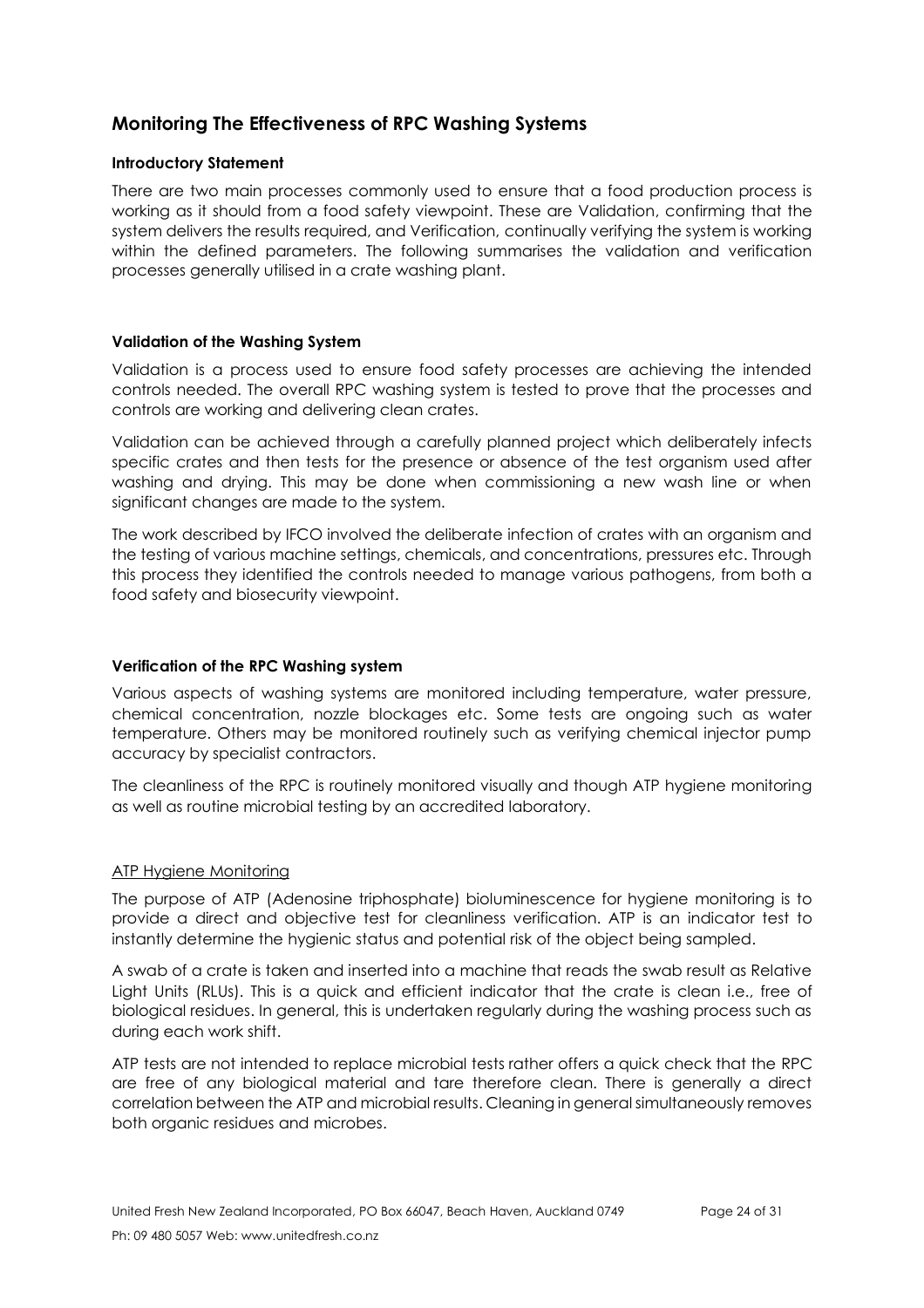## Monitoring The Effectiveness of RPC Washing Systems

### Introductory Statement

There are two main processes commonly used to ensure that a food production process is working as it should from a food safety viewpoint. These are Validation, confirming that the system delivers the results required, and Verification, continually verifying the system is working within the defined parameters. The following summarises the validation and verification processes generally utilised in a crate washing plant.

### Validation of the Washing System

Validation is a process used to ensure food safety processes are achieving the intended controls needed. The overall RPC washing system is tested to prove that the processes and controls are working and delivering clean crates.

Validation can be achieved through a carefully planned project which deliberately infects specific crates and then tests for the presence or absence of the test organism used after washing and drying. This may be done when commissioning a new wash line or when significant changes are made to the system.

The work described by IFCO involved the deliberate infection of crates with an organism and the testing of various machine settings, chemicals, and concentrations, pressures etc. Through this process they identified the controls needed to manage various pathogens, from both a food safety and biosecurity viewpoint.

### Verification of the RPC Washing system

Various aspects of washing systems are monitored including temperature, water pressure, chemical concentration, nozzle blockages etc. Some tests are ongoing such as water temperature. Others may be monitored routinely such as verifying chemical injector pump accuracy by specialist contractors.

The cleanliness of the RPC is routinely monitored visually and though ATP hygiene monitoring as well as routine microbial testing by an accredited laboratory.

#### ATP Hygiene Monitoring

The purpose of ATP (Adenosine triphosphate) bioluminescence for hygiene monitoring is to provide a direct and objective test for cleanliness verification. ATP is an indicator test to instantly determine the hygienic status and potential risk of the object being sampled.

A swab of a crate is taken and inserted into a machine that reads the swab result as Relative Light Units (RLUs). This is a quick and efficient indicator that the crate is clean i.e., free of biological residues. In general, this is undertaken regularly during the washing process such as during each work shift.

ATP tests are not intended to replace microbial tests rather offers a quick check that the RPC are free of any biological material and tare therefore clean. There is generally a direct correlation between the ATP and microbial results. Cleaning in general simultaneously removes both organic residues and microbes.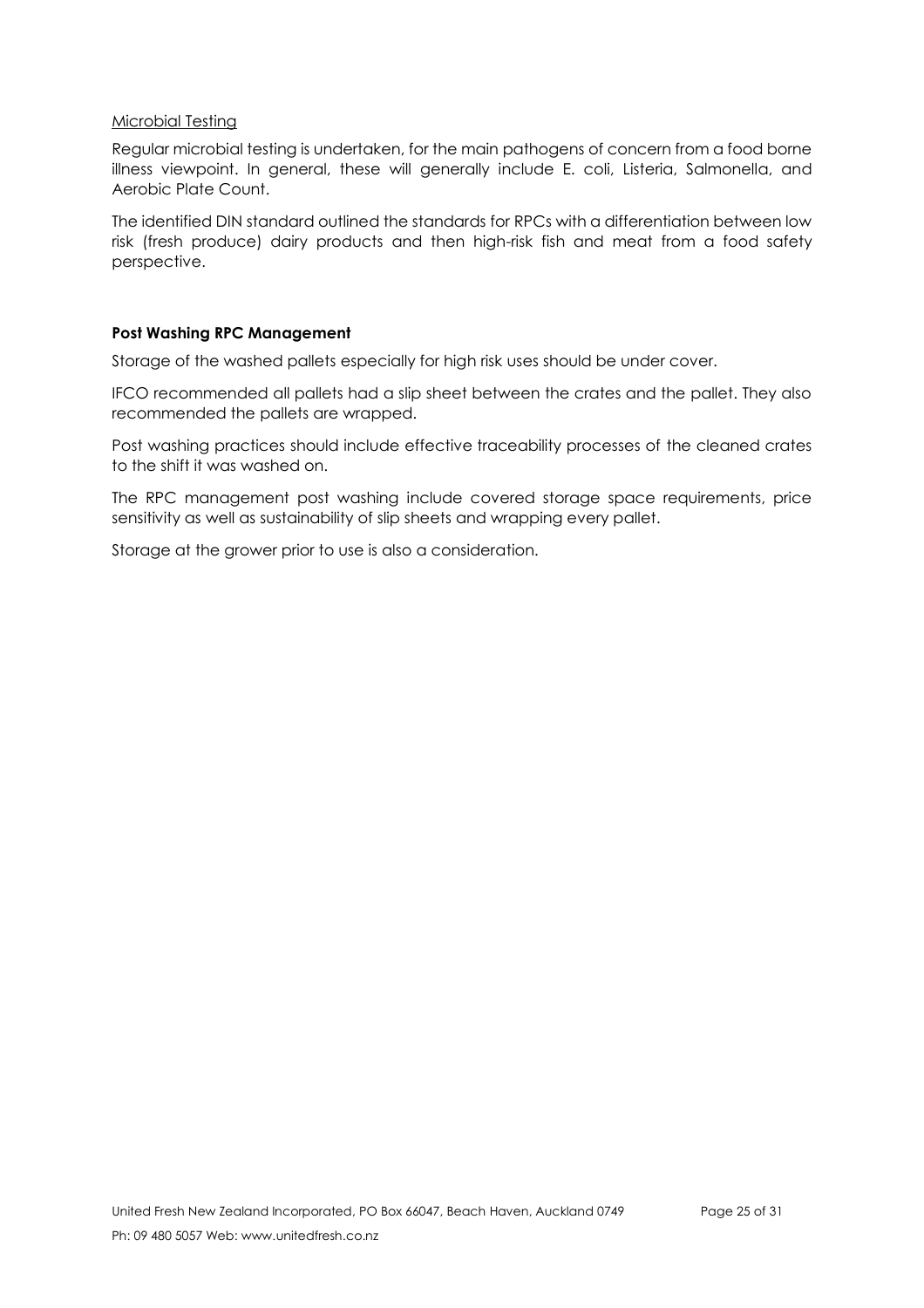Microbial Testing

Regular microbial testing is undertaken, for the main pathogens of concern from a food borne illness viewpoint. In general, these will generally include E. coli, Listeria, Salmonella, and Aerobic Plate Count.

The identified DIN standard outlined the standards for RPCs with a differentiation between low risk (fresh produce) dairy products and then high-risk fish and meat from a food safety perspective.

**Post Washing RPC Management**

Storage of the washed pallets especially for high risk uses should be under cover.

IFCO recommended all pallets had a slip sheet between the crates and the pallet. They also recommended the pallets are wrapped.

Post washing practices should include effective traceability processes of the cleaned crates to the shift it was washed on.

The RPC management post washing include covered storage space requirements, price sensitivity as well as sustainability of slip sheets and wrapping every pallet.

Storage at the grower prior to use is also a consideration.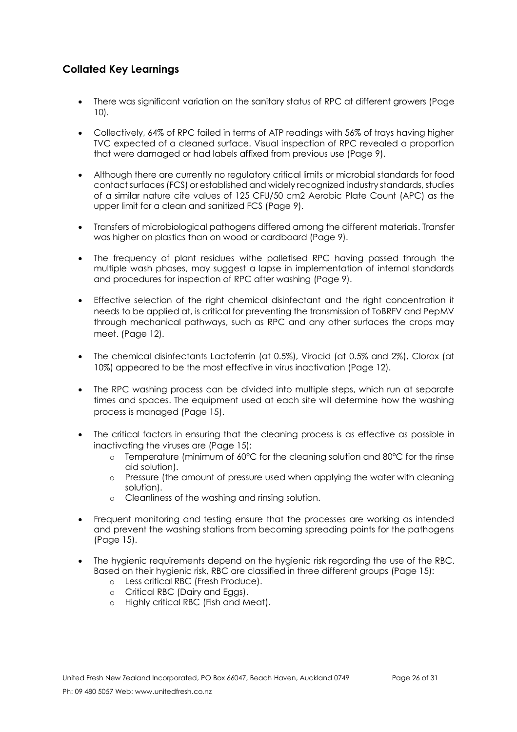## Collated Key Learnings

- There was significant variation on the sanitary status of RPC at different growers (Page 10).
- Collectively, 64% of RPC failed in terms of ATP readings with 56% of trays having higher TVC expected of a cleaned surface. Visual inspection of RPC revealed a proportion that were damaged or had labels affixed from previous use (Page 9).
- Although there are currently no regulatory critical limits or microbial standards for food contact surfaces (FCS) or established and widely recognized industry standards, studies of a similar nature cite values of 125 CFU/50 cm2 Aerobic Plate Count (APC) as the upper limit for a clean and sanitized FCS (Page 9).
- Transfers of microbiological pathogens differed among the different materials. Transfer was higher on plastics than on wood or cardboard (Page 9).
- The frequency of plant residues withe palletised RPC having passed through the multiple wash phases, may suggest a lapse in implementation of internal standards and procedures for inspection of RPC after washing (Page 9).
- Effective selection of the right chemical disinfectant and the right concentration it needs to be applied at, is critical for preventing the transmission of ToBRFV and PepMV through mechanical pathways, such as RPC and any other surfaces the crops may meet. (Page 12).
- The chemical disinfectants Lactoferrin (at 0.5%), Virocid (at 0.5% and 2%), Clorox (at 10%) appeared to be the most effective in virus inactivation (Page 12).
- The RPC washing process can be divided into multiple steps, which run at separate times and spaces. The equipment used at each site will determine how the washing process is managed (Page 15).
- The critical factors in ensuring that the cleaning process is as effective as possible in inactivating the viruses are (Page 15):
  - Temperature (minimum of 60°C for the cleaning solution and 80°C for the rinse aid solution).
  - Pressure (the amount of pressure used when applying the water with cleaning solution).
  - Cleanliness of the washing and rinsing solution.
- Frequent monitoring and testing ensure that the processes are working as intended and prevent the washing stations from becoming spreading points for the pathogens (Page 15).
- The hygienic requirements depend on the hygienic risk regarding the use of the RBC. Based on their hygienic risk, RBC are classified in three different groups (Page 15):
  - Less critical RBC (Fresh Produce).
  - Critical RBC (Dairy and Eggs).
  - Highly critical RBC (Fish and Meat).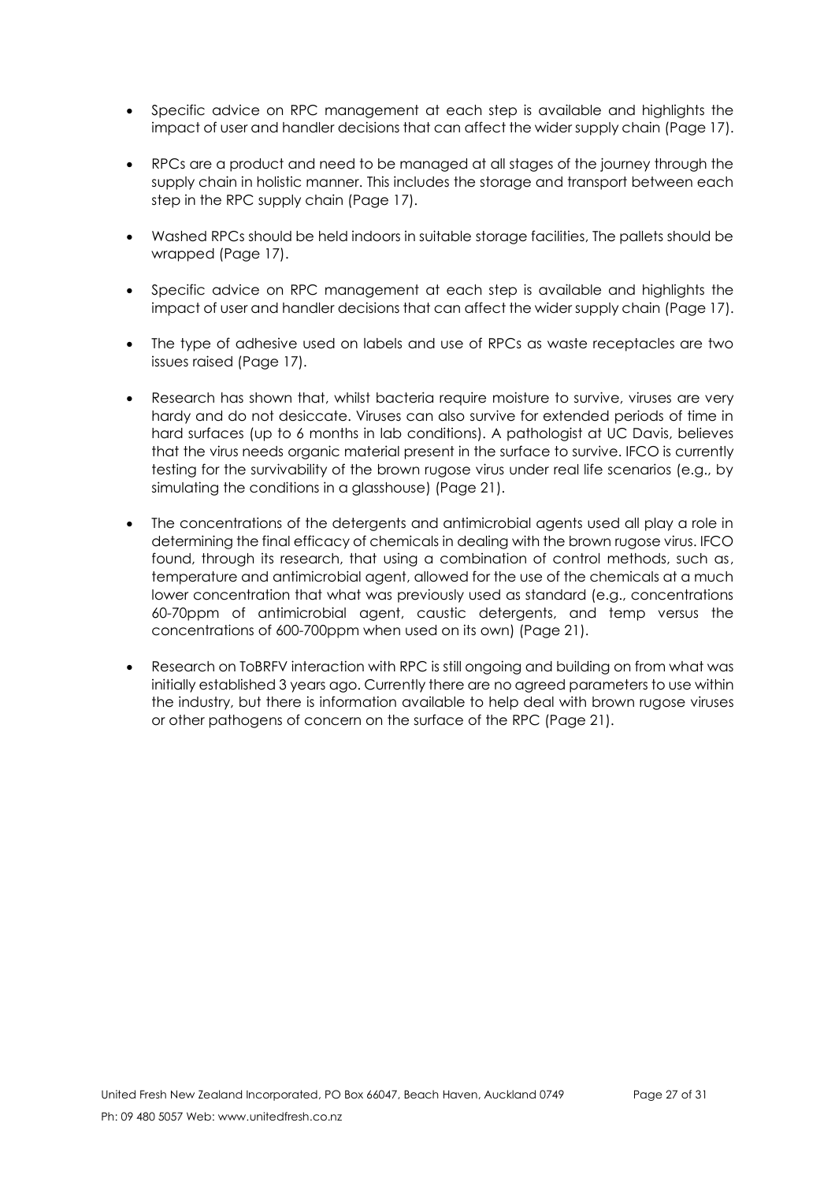- Specific advice on RPC management at each step is available and highlights the impact of user and handler decisions that can affect the wider supply chain (Page 17).

- RPCs are a product and need to be managed at all stages of the journey through the supply chain in holistic manner. This includes the storage and transport between each step in the RPC supply chain (Page 17).

- Washed RPCs should be held indoors in suitable storage facilities, The pallets should be wrapped (Page 17).

- Specific advice on RPC management at each step is available and highlights the impact of user and handler decisions that can affect the wider supply chain (Page 17).

- The type of adhesive used on labels and use of RPCs as waste receptacles are two issues raised (Page 17).

- Research has shown that, whilst bacteria require moisture to survive, viruses are very hardy and do not desiccate. Viruses can also survive for extended periods of time in hard surfaces (up to 6 months in lab conditions). A pathologist at UC Davis, believes that the virus needs organic material present in the surface to survive. IFCO is currently testing for the survivability of the brown rugose virus under real life scenarios (e.g., by simulating the conditions in a glasshouse) (Page 21).

- The concentrations of the detergents and antimicrobial agents used all play a role in determining the final efficacy of chemicals in dealing with the brown rugose virus. IFCO found, through its research, that using a combination of control methods, such as, temperature and antimicrobial agent, allowed for the use of the chemicals at a much lower concentration that what was previously used as standard (e.g., concentrations 60-70ppm of antimicrobial agent, caustic detergents, and temp versus the concentrations of 600-700ppm when used on its own) (Page 21).

- Research on ToBRFV interaction with RPC is still ongoing and building on from what was initially established 3 years ago. Currently there are no agreed parameters to use within the industry, but there is information available to help deal with brown rugose viruses or other pathogens of concern on the surface of the RPC (Page 21).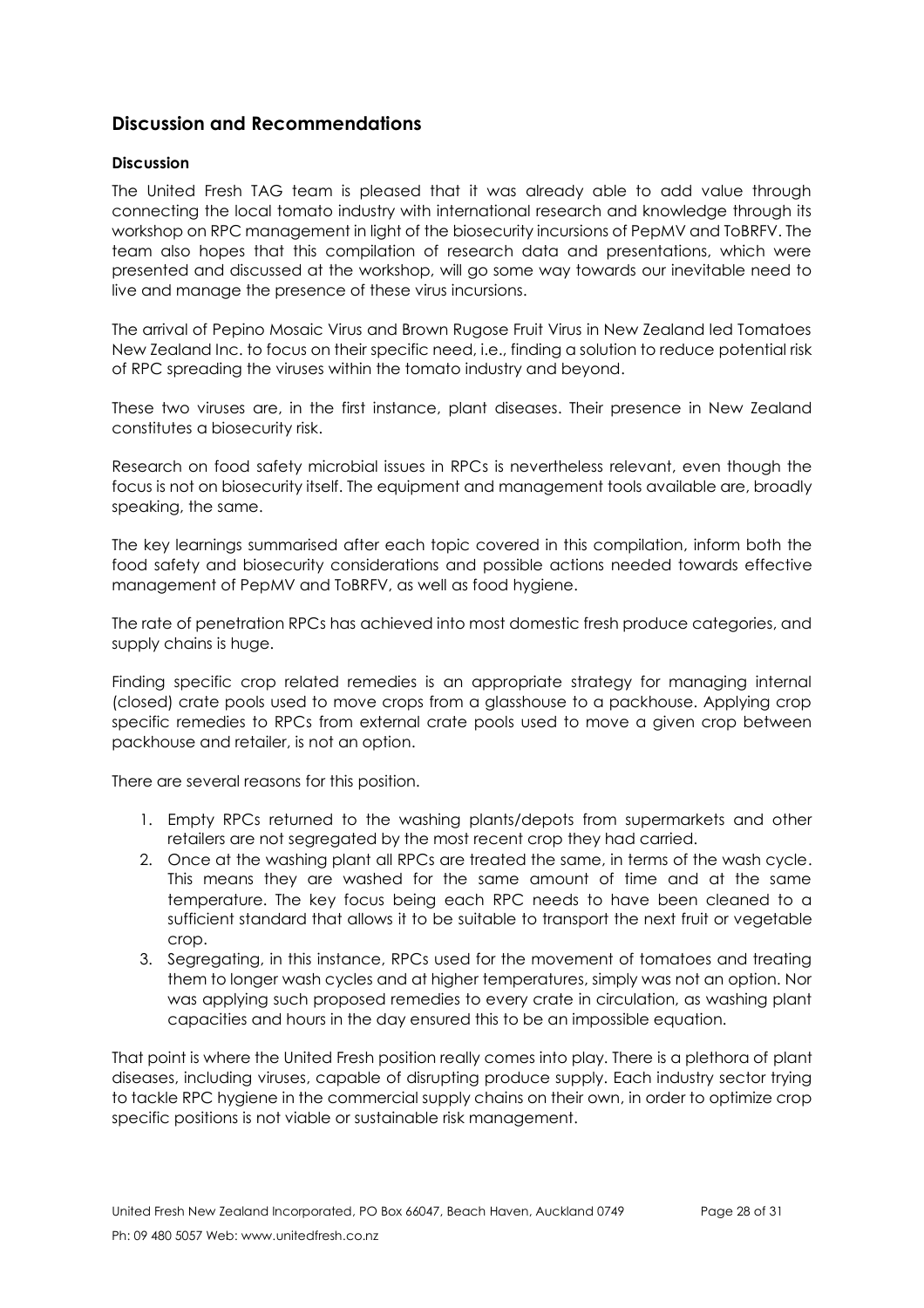## Discussion and Recommendations

### Discussion

The United Fresh TAG team is pleased that it was already able to add value through connecting the local tomato industry with international research and knowledge through its workshop on RPC management in light of the biosecurity incursions of PepMV and ToBRFV. The team also hopes that this compilation of research data and presentations, which were presented and discussed at the workshop, will go some way towards our inevitable need to live and manage the presence of these virus incursions.

The arrival of Pepino Mosaic Virus and Brown Rugose Fruit Virus in New Zealand led Tomatoes New Zealand Inc. to focus on their specific need, i.e., finding a solution to reduce potential risk of RPC spreading the viruses within the tomato industry and beyond.

These two viruses are, in the first instance, plant diseases. Their presence in New Zealand constitutes a biosecurity risk.

Research on food safety microbial issues in RPCs is nevertheless relevant, even though the focus is not on biosecurity itself. The equipment and management tools available are, broadly speaking, the same.

The key learnings summarised after each topic covered in this compilation, inform both the food safety and biosecurity considerations and possible actions needed towards effective management of PepMV and ToBRFV, as well as food hygiene.

The rate of penetration RPCs has achieved into most domestic fresh produce categories, and supply chains is huge.

Finding specific crop related remedies is an appropriate strategy for managing internal (closed) crate pools used to move crops from a glasshouse to a packhouse. Applying crop specific remedies to RPCs from external crate pools used to move a given crop between packhouse and retailer, is not an option.

There are several reasons for this position.

1. Empty RPCs returned to the washing plants/depots from supermarkets and other retailers are not segregated by the most recent crop they had carried.
2. Once at the washing plant all RPCs are treated the same, in terms of the wash cycle. This means they are washed for the same amount of time and at the same temperature. The key focus being each RPC needs to have been cleaned to a sufficient standard that allows it to be suitable to transport the next fruit or vegetable crop.
3. Segregating, in this instance, RPCs used for the movement of tomatoes and treating them to longer wash cycles and at higher temperatures, simply was not an option. Nor was applying such proposed remedies to every crate in circulation, as washing plant capacities and hours in the day ensured this to be an impossible equation.

That point is where the United Fresh position really comes into play. There is a plethora of plant diseases, including viruses, capable of disrupting produce supply. Each industry sector trying to tackle RPC hygiene in the commercial supply chains on their own, in order to optimize crop specific positions is not viable or sustainable risk management.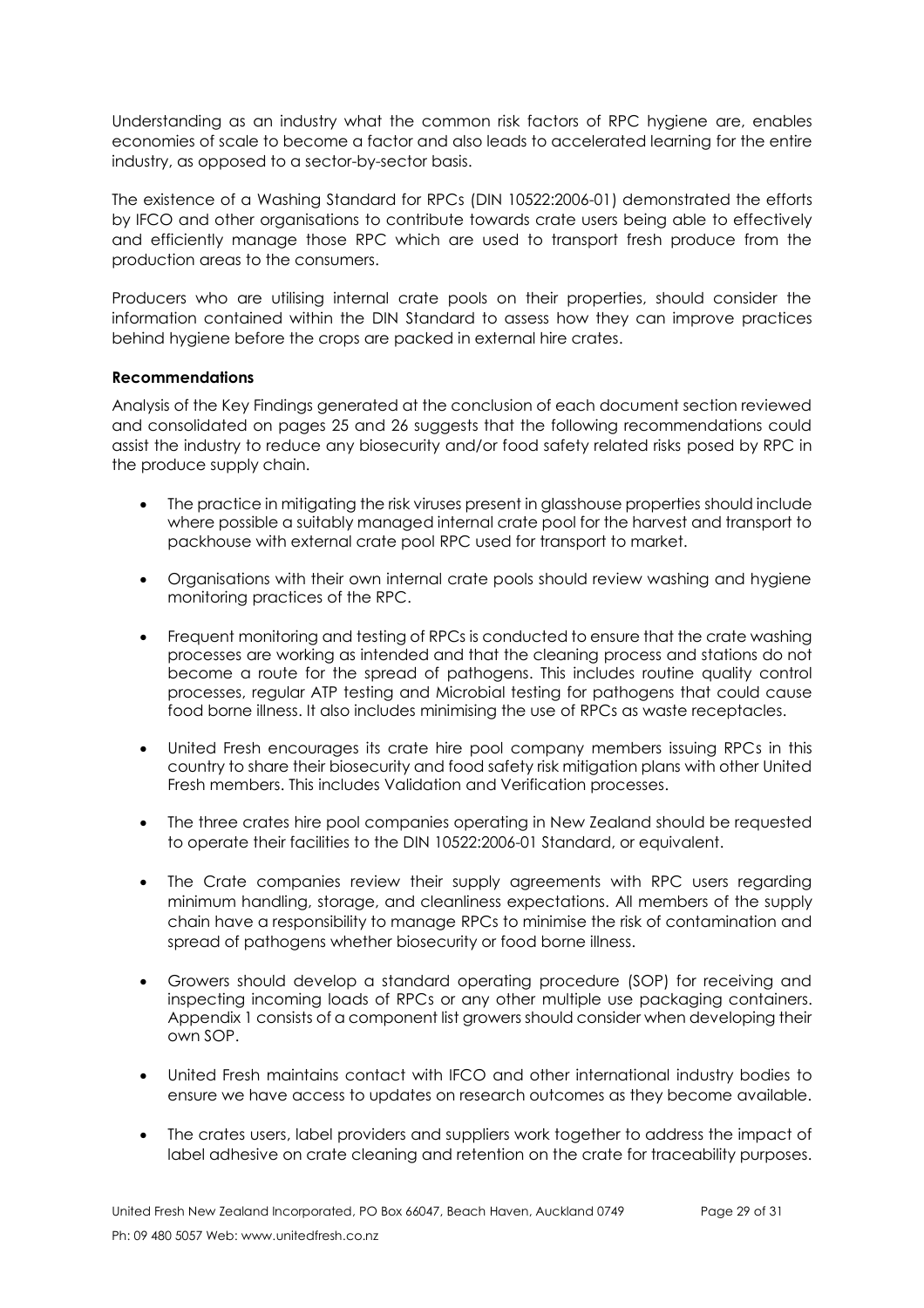Understanding as an industry what the common risk factors of RPC hygiene are, enables economies of scale to become a factor and also leads to accelerated learning for the entire industry, as opposed to a sector-by-sector basis.

The existence of a Washing Standard for RPCs (DIN 10522:2006-01) demonstrated the efforts by IFCO and other organisations to contribute towards crate users being able to effectively and efficiently manage those RPC which are used to transport fresh produce from the production areas to the consumers.

Producers who are utilising internal crate pools on their properties, should consider the information contained within the DIN Standard to assess how they can improve practices behind hygiene before the crops are packed in external hire crates.

**Recommendations**

Analysis of the Key Findings generated at the conclusion of each document section reviewed and consolidated on pages 25 and 26 suggests that the following recommendations could assist the industry to reduce any biosecurity and/or food safety related risks posed by RPC in the produce supply chain.

- The practice in mitigating the risk viruses present in glasshouse properties should include where possible a suitably managed internal crate pool for the harvest and transport to packhouse with external crate pool RPC used for transport to market.
- Organisations with their own internal crate pools should review washing and hygiene monitoring practices of the RPC.
- Frequent monitoring and testing of RPCs is conducted to ensure that the crate washing processes are working as intended and that the cleaning process and stations do not become a route for the spread of pathogens. This includes routine quality control processes, regular ATP testing and Microbial testing for pathogens that could cause food borne illness. It also includes minimising the use of RPCs as waste receptacles.
- United Fresh encourages its crate hire pool company members issuing RPCs in this country to share their biosecurity and food safety risk mitigation plans with other United Fresh members. This includes Validation and Verification processes.
- The three crates hire pool companies operating in New Zealand should be requested to operate their facilities to the DIN 10522:2006-01 Standard, or equivalent.
- The Crate companies review their supply agreements with RPC users regarding minimum handling, storage, and cleanliness expectations. All members of the supply chain have a responsibility to manage RPCs to minimise the risk of contamination and spread of pathogens whether biosecurity or food borne illness.
- Growers should develop a standard operating procedure (SOP) for receiving and inspecting incoming loads of RPCs or any other multiple use packaging containers. Appendix 1 consists of a component list growers should consider when developing their own SOP.
- United Fresh maintains contact with IFCO and other international industry bodies to ensure we have access to updates on research outcomes as they become available.
- The crates users, label providers and suppliers work together to address the impact of label adhesive on crate cleaning and retention on the crate for traceability purposes.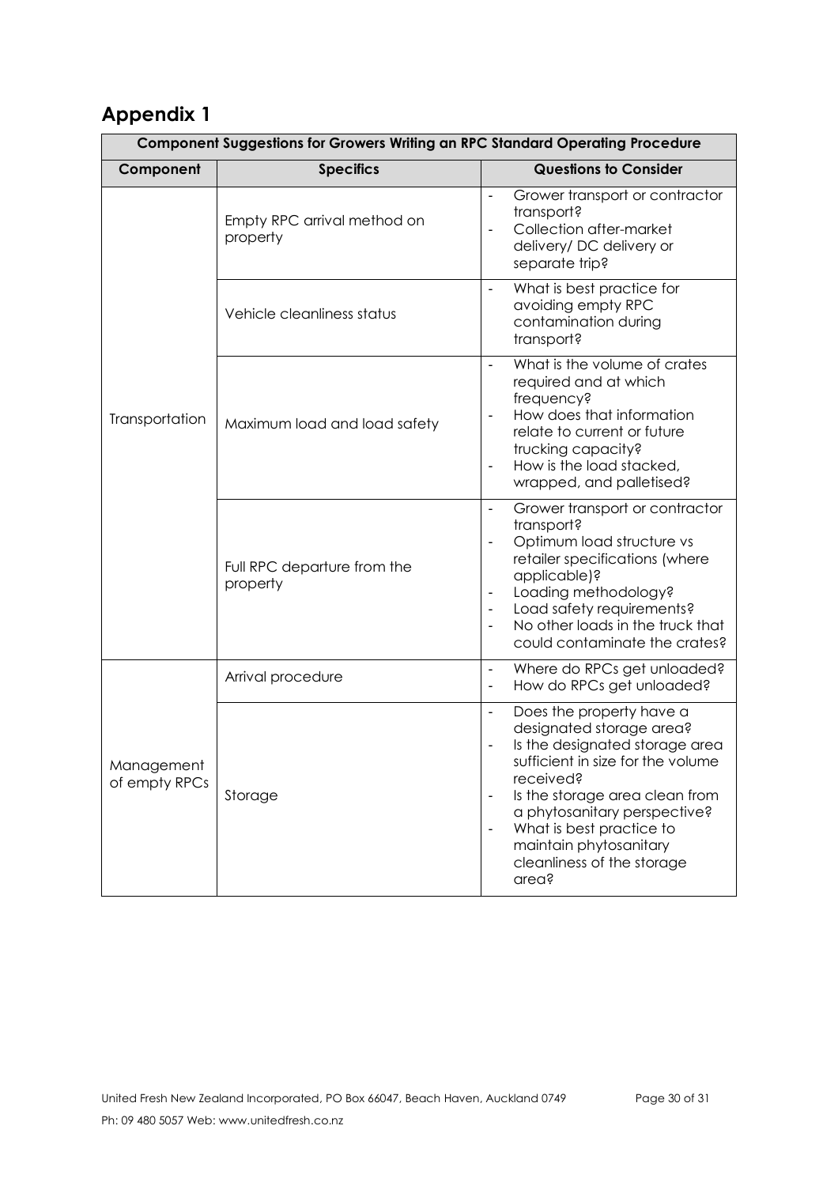# Appendix 1

| Component Suggestions for Growers Writing an RPC Standard Operating Procedure | | |
|---|---|---|
| **Component** | **Specifics** | **Questions to Consider** |
| Transportation | Empty RPC arrival method on property | - Grower transport or contractor transport?<br>- Collection after-market delivery/ DC delivery or separate trip? |
| | Vehicle cleanliness status | - What is best practice for avoiding empty RPC contamination during transport? |
| | Maximum load and load safety | - What is the volume of crates required and at which frequency?<br>- How does that information relate to current or future trucking capacity?<br>- How is the load stacked, wrapped, and palletised? |
| | Full RPC departure from the property | - Grower transport or contractor transport?<br>- Optimum load structure vs retailer specifications (where applicable)?<br>- Loading methodology?<br>- Load safety requirements?<br>- No other loads in the truck that could contaminate the crates? |
| Management of empty RPCs | Arrival procedure | - Where do RPCs get unloaded?<br>- How do RPCs get unloaded? |
| | Storage | - Does the property have a designated storage area?<br>- Is the designated storage area sufficient in size for the volume received?<br>- Is the storage area clean from a phytosanitary perspective?<br>- What is best practice to maintain phytosanitary cleanliness of the storage area? |

United Fresh New Zealand Incorporated, PO Box 66047, Beach Haven, Auckland 0749

Ph: 09 480 5057 Web: www.unitedfresh.co.nz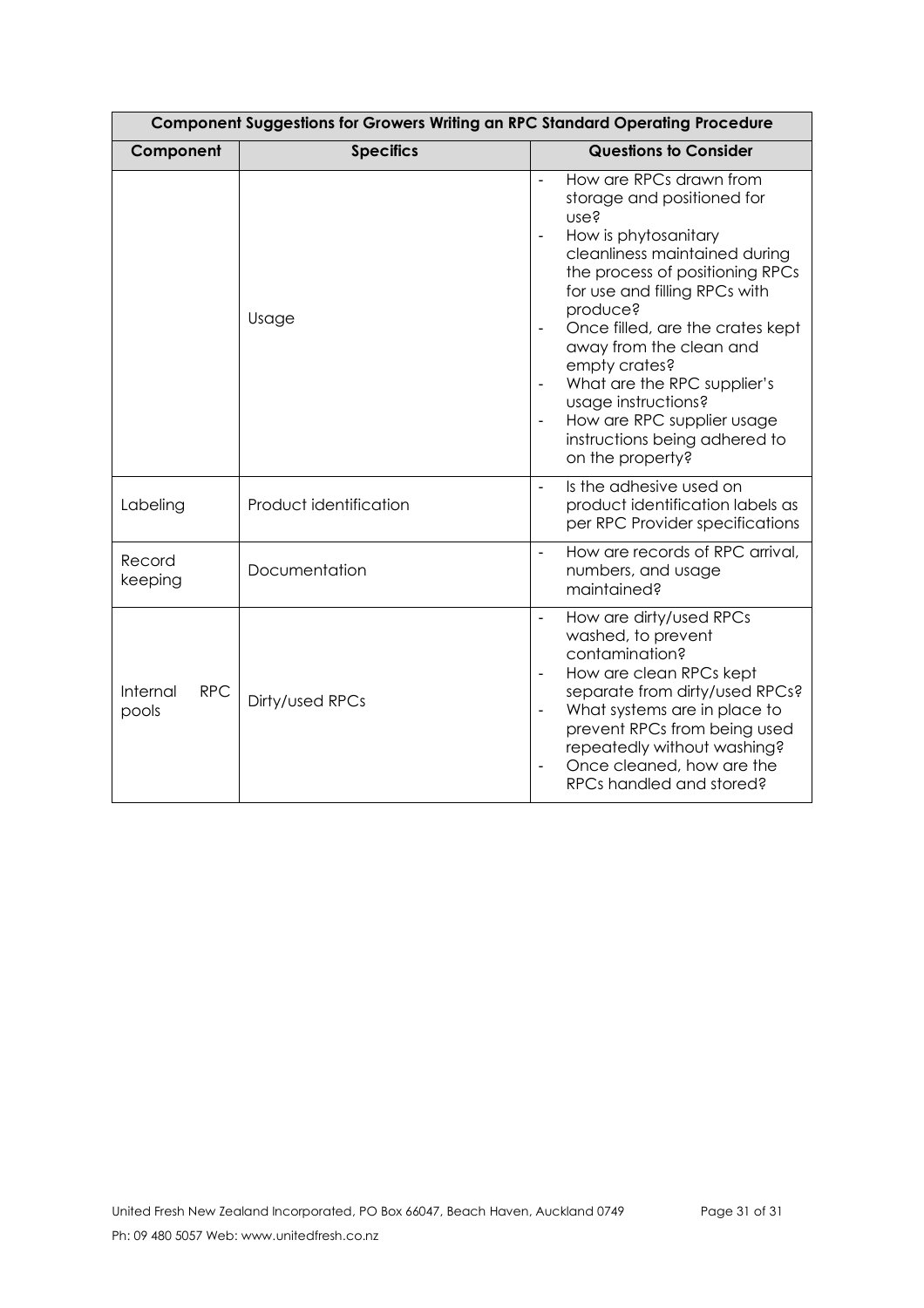| Component Suggestions for Growers Writing an RPC Standard Operating Procedure | | |
|---|---|---|
| **Component** | **Specifics** | **Questions to Consider** |
| | Usage | - How are RPCs drawn from storage and positioned for use?<br>- How is phytosanitary cleanliness maintained during the process of positioning RPCs for use and filling RPCs with produce?<br>- Once filled, are the crates kept away from the clean and empty crates?<br>- What are the RPC supplier's usage instructions?<br>- How are RPC supplier usage instructions being adhered to on the property? |
| Labeling | Product identification | - Is the adhesive used on product identification labels as per RPC Provider specifications |
| Record keeping | Documentation | - How are records of RPC arrival, numbers, and usage maintained? |
| Internal RPC pools | Dirty/used RPCs | - How are dirty/used RPCs washed, to prevent contamination?<br>- How are clean RPCs kept separate from dirty/used RPCs?<br>- What systems are in place to prevent RPCs from being used repeatedly without washing?<br>- Once cleaned, how are the RPCs handled and stored? |